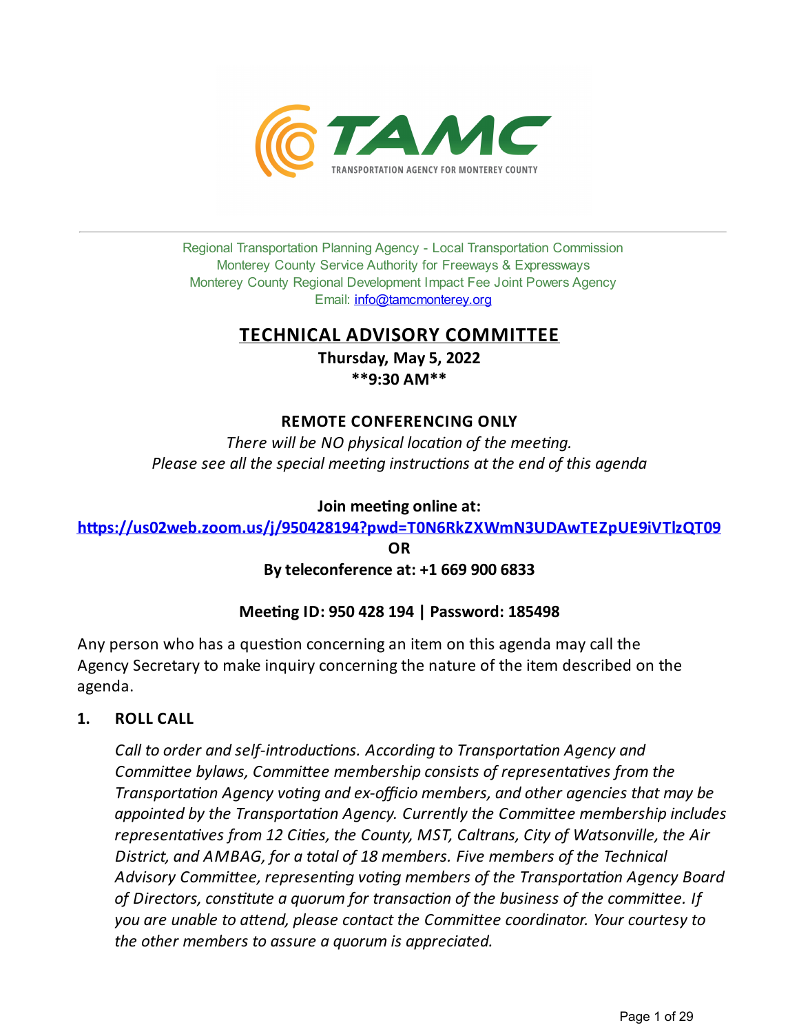TAMC
TRANSPORTATION AGENCY FOR MONTEREY COUNTY

Regional Transportation Planning Agency - Local Transportation Commission
Monterey County Service Authority for Freeways & Expressways
Monterey County Regional Development Impact Fee Joint Powers Agency
Email: info@tamcmonterey.org

# TECHNICAL ADVISORY COMMITTEE

**Thursday, May 5, 2022**
****9:30 AM****

### REMOTE CONFERENCING ONLY

*There will be NO physical location of the meeting.*
*Please see all the special meeting instructions at the end of this agenda*

**Join meeting online at:**
**https://us02web.zoom.us/j/950428194?pwd=T0N6RkZXWmN3UDAwTEZpUE9iVTlzQT09**
**OR**
**By teleconference at: +1 669 900 6833**

**Meeting ID: 950 428 194 | Password: 185498**

Any person who has a question concerning an item on this agenda may call the Agency Secretary to make inquiry concerning the nature of the item described on the agenda.

## 1. ROLL CALL

*Call to order and self-introductions. According to Transportation Agency and Committee bylaws, Committee membership consists of representatives from the Transportation Agency voting and ex-officio members, and other agencies that may be appointed by the Transportation Agency. Currently the Committee membership includes representatives from 12 Cities, the County, MST, Caltrans, City of Watsonville, the Air District, and AMBAG, for a total of 18 members. Five members of the Technical Advisory Committee, representing voting members of the Transportation Agency Board of Directors, constitute a quorum for transaction of the business of the committee. If you are unable to attend, please contact the Committee coordinator. Your courtesy to the other members to assure a quorum is appreciated.*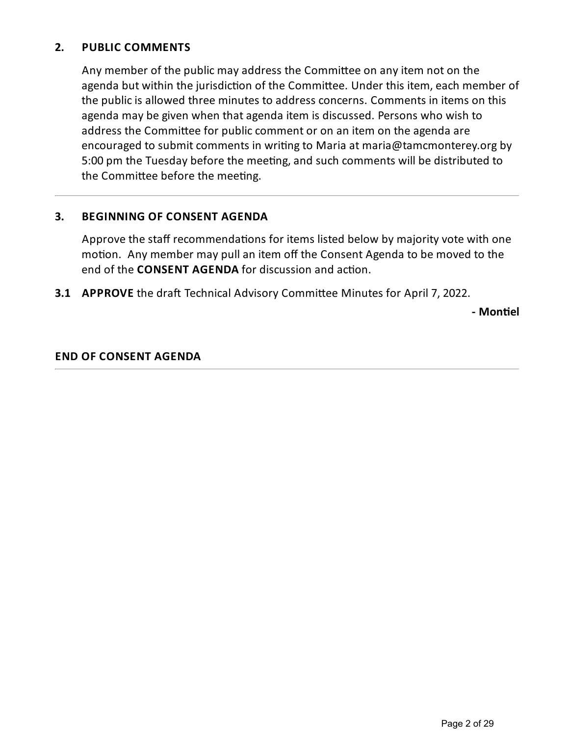## 2. PUBLIC COMMENTS

Any member of the public may address the Committee on any item not on the agenda but within the jurisdiction of the Committee. Under this item, each member of the public is allowed three minutes to address concerns. Comments in items on this agenda may be given when that agenda item is discussed. Persons who wish to address the Committee for public comment or on an item on the agenda are encouraged to submit comments in writing to Maria at maria@tamcmonterey.org by 5:00 pm the Tuesday before the meeting, and such comments will be distributed to the Committee before the meeting.

---

## 3. BEGINNING OF CONSENT AGENDA

Approve the staff recommendations for items listed below by majority vote with one motion. Any member may pull an item off the Consent Agenda to be moved to the end of the **CONSENT AGENDA** for discussion and action.

**3.1 APPROVE** the draft Technical Advisory Committee Minutes for April 7, 2022.

**- Montiel**

## END OF CONSENT AGENDA

---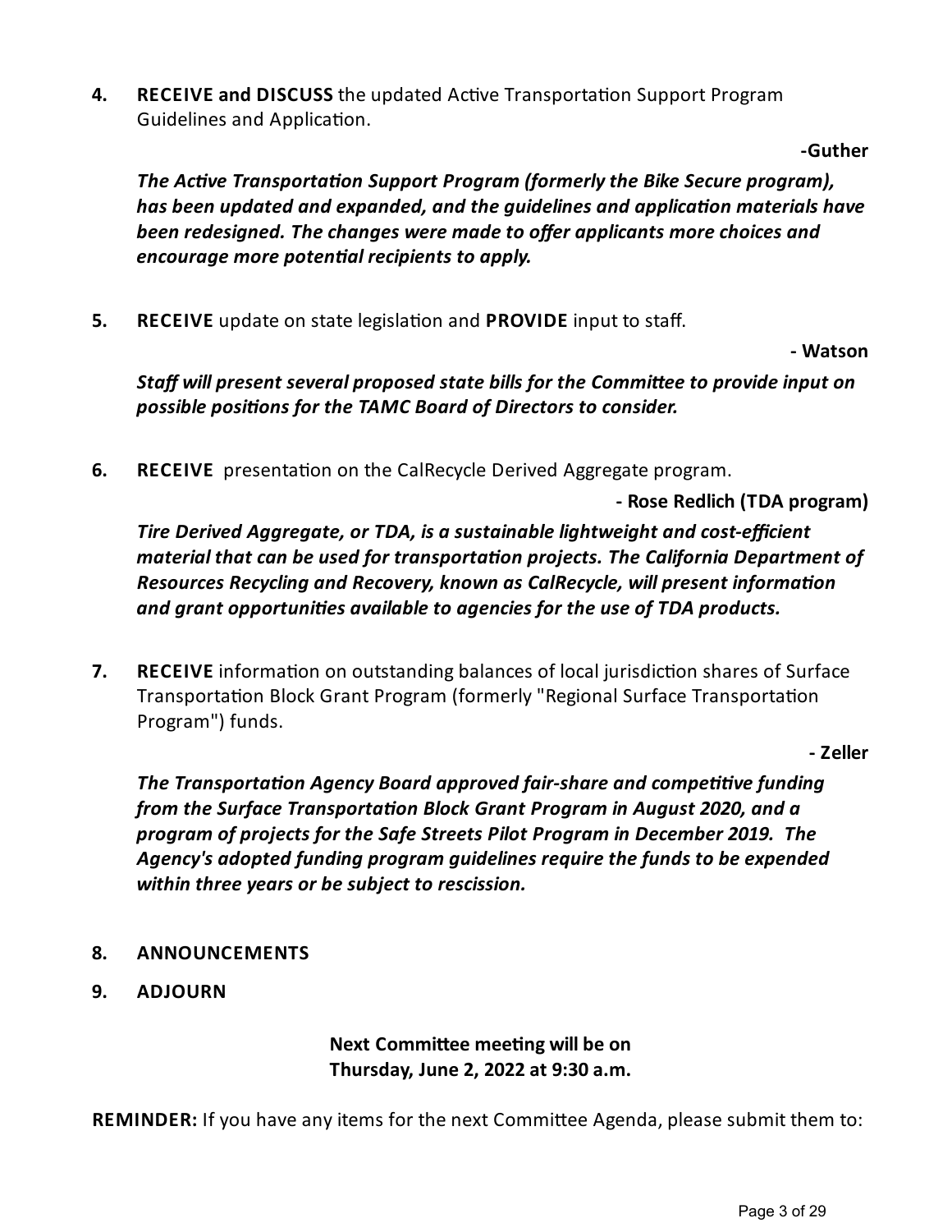4. **RECEIVE and DISCUSS** the updated Active Transportation Support Program Guidelines and Application.

   **-Guther**

   ***The Active Transportation Support Program (formerly the Bike Secure program), has been updated and expanded, and the guidelines and application materials have been redesigned. The changes were made to offer applicants more choices and encourage more potential recipients to apply.***

5. **RECEIVE** update on state legislation and **PROVIDE** input to staff.

   **- Watson**

   ***Staff will present several proposed state bills for the Committee to provide input on possible positions for the TAMC Board of Directors to consider.***

6. **RECEIVE** presentation on the CalRecycle Derived Aggregate program.

   **- Rose Redlich (TDA program)**

   ***Tire Derived Aggregate, or TDA, is a sustainable lightweight and cost-efficient material that can be used for transportation projects. The California Department of Resources Recycling and Recovery, known as CalRecycle, will present information and grant opportunities available to agencies for the use of TDA products.***

7. **RECEIVE** information on outstanding balances of local jurisdiction shares of Surface Transportation Block Grant Program (formerly "Regional Surface Transportation Program") funds.

   **- Zeller**

   ***The Transportation Agency Board approved fair-share and competitive funding from the Surface Transportation Block Grant Program in August 2020, and a program of projects for the Safe Streets Pilot Program in December 2019. The Agency's adopted funding program guidelines require the funds to be expended within three years or be subject to rescission.***

8. **ANNOUNCEMENTS**

9. **ADJOURN**

**Next Committee meeting will be on**
**Thursday, June 2, 2022 at 9:30 a.m.**

**REMINDER:** If you have any items for the next Committee Agenda, please submit them to: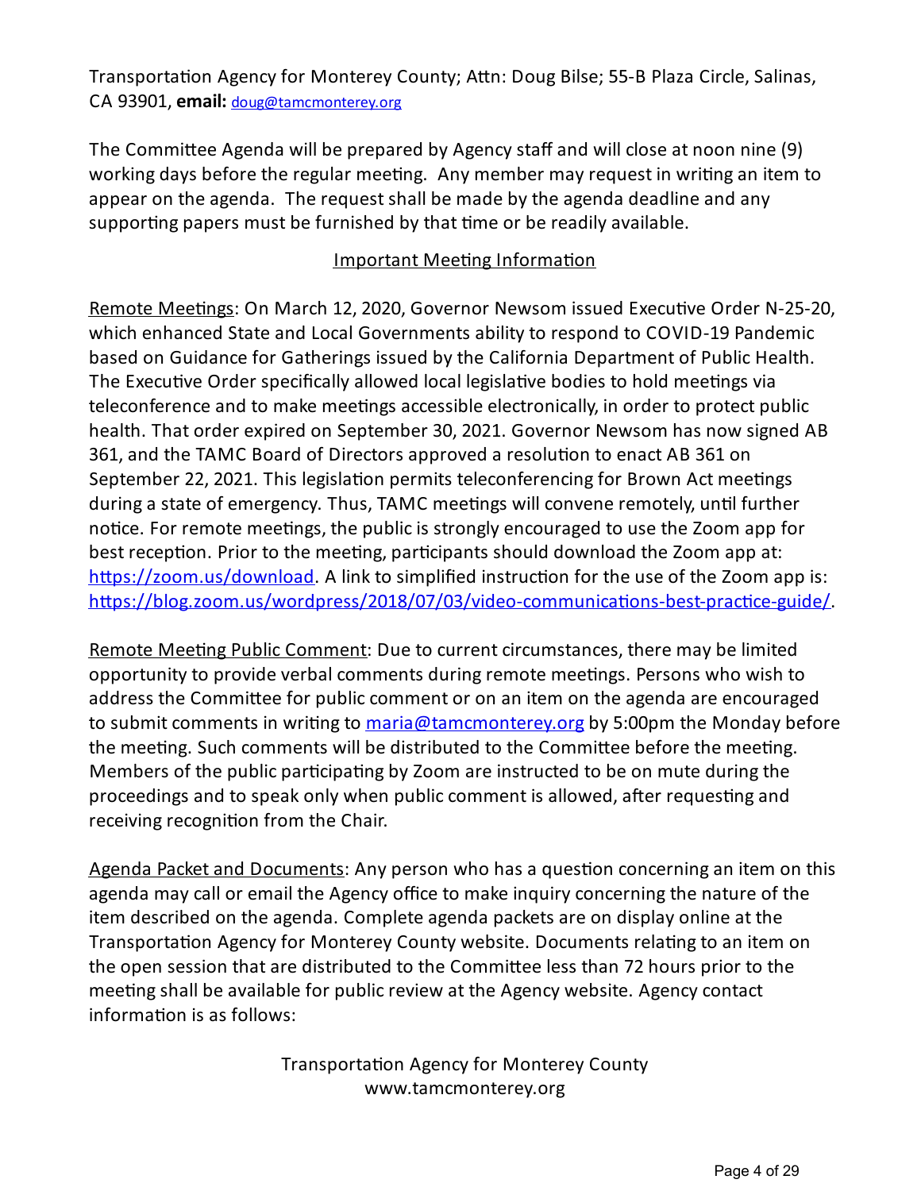Transportation Agency for Monterey County; Attn: Doug Bilse; 55-B Plaza Circle, Salinas, CA 93901, **email:** doug@tamcmonterey.org

The Committee Agenda will be prepared by Agency staff and will close at noon nine (9) working days before the regular meeting. Any member may request in writing an item to appear on the agenda. The request shall be made by the agenda deadline and any supporting papers must be furnished by that time or be readily available.

## Important Meeting Information

Remote Meetings: On March 12, 2020, Governor Newsom issued Executive Order N-25-20, which enhanced State and Local Governments ability to respond to COVID-19 Pandemic based on Guidance for Gatherings issued by the California Department of Public Health. The Executive Order specifically allowed local legislative bodies to hold meetings via teleconference and to make meetings accessible electronically, in order to protect public health. That order expired on September 30, 2021. Governor Newsom has now signed AB 361, and the TAMC Board of Directors approved a resolution to enact AB 361 on September 22, 2021. This legislation permits teleconferencing for Brown Act meetings during a state of emergency. Thus, TAMC meetings will convene remotely, until further notice. For remote meetings, the public is strongly encouraged to use the Zoom app for best reception. Prior to the meeting, participants should download the Zoom app at: https://zoom.us/download. A link to simplified instruction for the use of the Zoom app is: https://blog.zoom.us/wordpress/2018/07/03/video-communications-best-practice-guide/.

Remote Meeting Public Comment: Due to current circumstances, there may be limited opportunity to provide verbal comments during remote meetings. Persons who wish to address the Committee for public comment or on an item on the agenda are encouraged to submit comments in writing to maria@tamcmonterey.org by 5:00pm the Monday before the meeting. Such comments will be distributed to the Committee before the meeting. Members of the public participating by Zoom are instructed to be on mute during the proceedings and to speak only when public comment is allowed, after requesting and receiving recognition from the Chair.

Agenda Packet and Documents: Any person who has a question concerning an item on this agenda may call or email the Agency office to make inquiry concerning the nature of the item described on the agenda. Complete agenda packets are on display online at the Transportation Agency for Monterey County website. Documents relating to an item on the open session that are distributed to the Committee less than 72 hours prior to the meeting shall be available for public review at the Agency website. Agency contact information is as follows:

Transportation Agency for Monterey County
www.tamcmonterey.org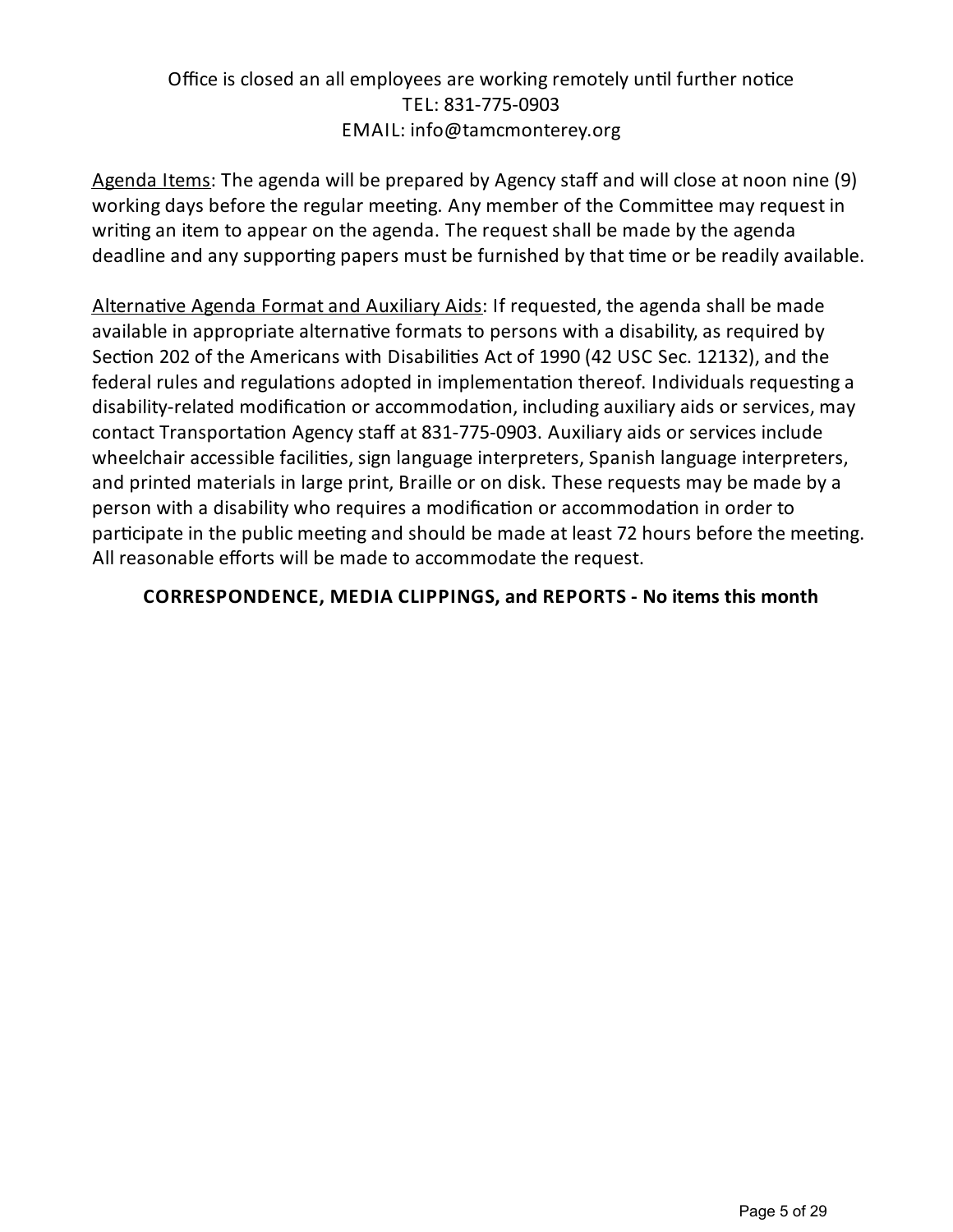Office is closed an all employees are working remotely until further notice
TEL: 831-775-0903
EMAIL: info@tamcmonterey.org

Agenda Items: The agenda will be prepared by Agency staff and will close at noon nine (9) working days before the regular meeting. Any member of the Committee may request in writing an item to appear on the agenda. The request shall be made by the agenda deadline and any supporting papers must be furnished by that time or be readily available.

Alternative Agenda Format and Auxiliary Aids: If requested, the agenda shall be made available in appropriate alternative formats to persons with a disability, as required by Section 202 of the Americans with Disabilities Act of 1990 (42 USC Sec. 12132), and the federal rules and regulations adopted in implementation thereof. Individuals requesting a disability-related modification or accommodation, including auxiliary aids or services, may contact Transportation Agency staff at 831-775-0903. Auxiliary aids or services include wheelchair accessible facilities, sign language interpreters, Spanish language interpreters, and printed materials in large print, Braille or on disk. These requests may be made by a person with a disability who requires a modification or accommodation in order to participate in the public meeting and should be made at least 72 hours before the meeting. All reasonable efforts will be made to accommodate the request.

**CORRESPONDENCE, MEDIA CLIPPINGS, and REPORTS - No items this month**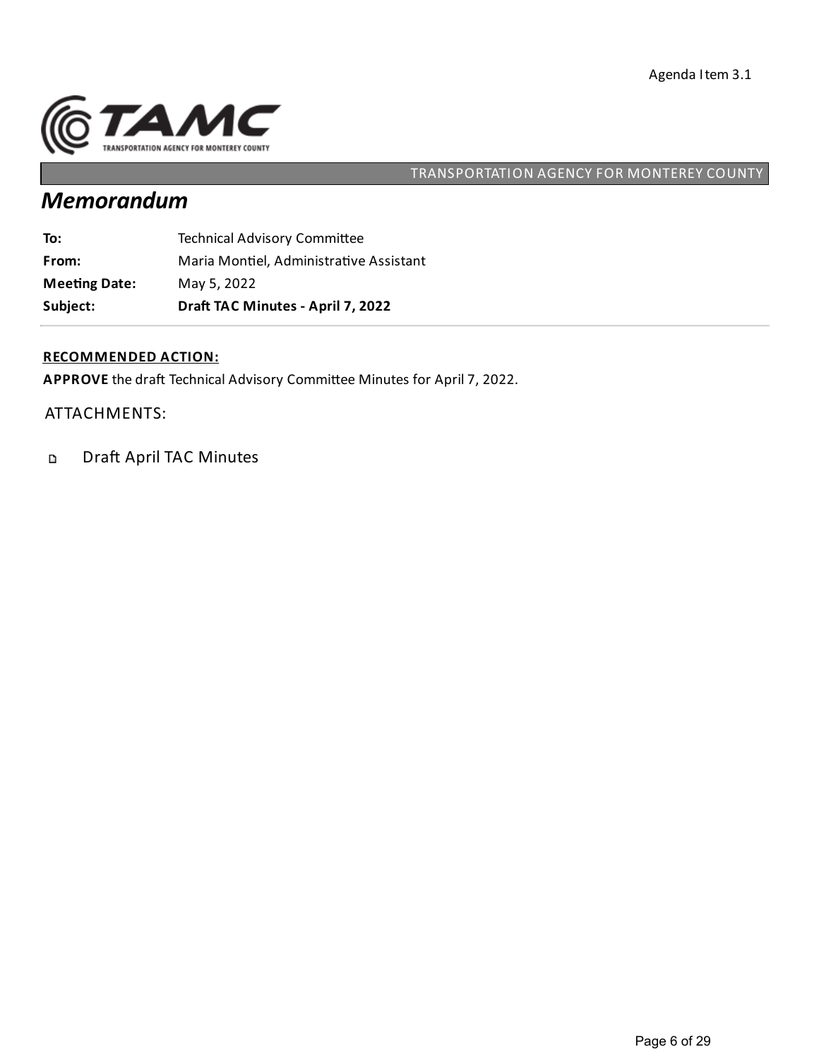Agenda Item 3.1

TRANSPORTATION AGENCY FOR MONTEREY COUNTY

# *Memorandum*

| | |
|---|---|
| **To:** | Technical Advisory Committee |
| **From:** | Maria Montiel, Administrative Assistant |
| **Meeting Date:** | May 5, 2022 |
| **Subject:** | **Draft TAC Minutes - April 7, 2022** |

**RECOMMENDED ACTION:**

**APPROVE** the draft Technical Advisory Committee Minutes for April 7, 2022.

ATTACHMENTS:

- Draft April TAC Minutes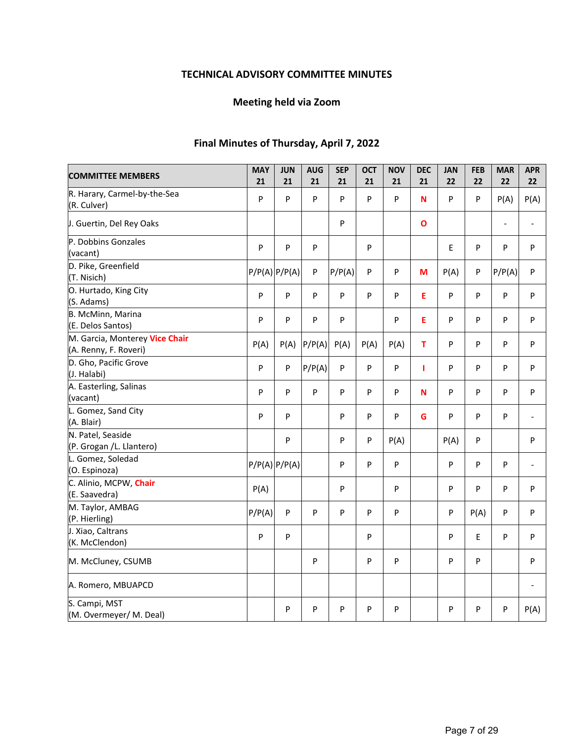**TECHNICAL ADVISORY COMMITTEE MINUTES**

**Meeting held via Zoom**

**Final Minutes of Thursday, April 7, 2022**

| COMMITTEE MEMBERS | MAY 21 | JUN 21 | AUG 21 | SEP 21 | OCT 21 | NOV 21 | DEC 21 | JAN 22 | FEB 22 | MAR 22 | APR 22 |
|---|---|---|---|---|---|---|---|---|---|---|---|
| R. Harary, Carmel-by-the-Sea (R. Culver) | P | P | P | P | P | P | N | P | P | P(A) | P(A) |
| J. Guertin, Del Rey Oaks | | | | P | | | O | | | - | - |
| P. Dobbins Gonzales (vacant) | P | P | P | | P | | | E | P | P | P |
| D. Pike, Greenfield (T. Nisich) | P/P(A) | P/P(A) | P | P/P(A) | P | P | M | P(A) | P | P/P(A) | P |
| O. Hurtado, King City (S. Adams) | P | P | P | P | P | P | E | P | P | P | P |
| B. McMinn, Marina (E. Delos Santos) | P | P | P | P | | P | E | P | P | P | P |
| M. Garcia, Monterey **Vice Chair** (A. Renny, F. Roveri) | P(A) | P(A) | P/P(A) | P(A) | P(A) | P(A) | T | P | P | P | P |
| D. Gho, Pacific Grove (J. Halabi) | P | P | P/P(A) | P | P | P | I | P | P | P | P |
| A. Easterling, Salinas (vacant) | P | P | P | P | P | P | N | P | P | P | P |
| L. Gomez, Sand City (A. Blair) | P | P | | P | P | P | G | P | P | P | - |
| N. Patel, Seaside (P. Grogan /L. Llantero) | | P | | P | P | P(A) | | P(A) | P | | P |
| L. Gomez, Soledad (O. Espinoza) | P/P(A) | P/P(A) | | P | P | P | | P | P | P | - |
| C. Alinio, MCPW, **Chair** (E. Saavedra) | P(A) | | | P | | P | | P | P | P | P |
| M. Taylor, AMBAG (P. Hierling) | P/P(A) | P | P | P | P | P | | P | P(A) | P | P |
| J. Xiao, Caltrans (K. McClendon) | P | P | | | P | | | P | E | P | P |
| M. McCluney, CSUMB | | | P | | P | P | | P | P | | P |
| A. Romero, MBUAPCD | | | | | | | | | | | - |
| S. Campi, MST (M. Overmeyer/ M. Deal) | | P | P | P | P | P | | P | P | P | P(A) |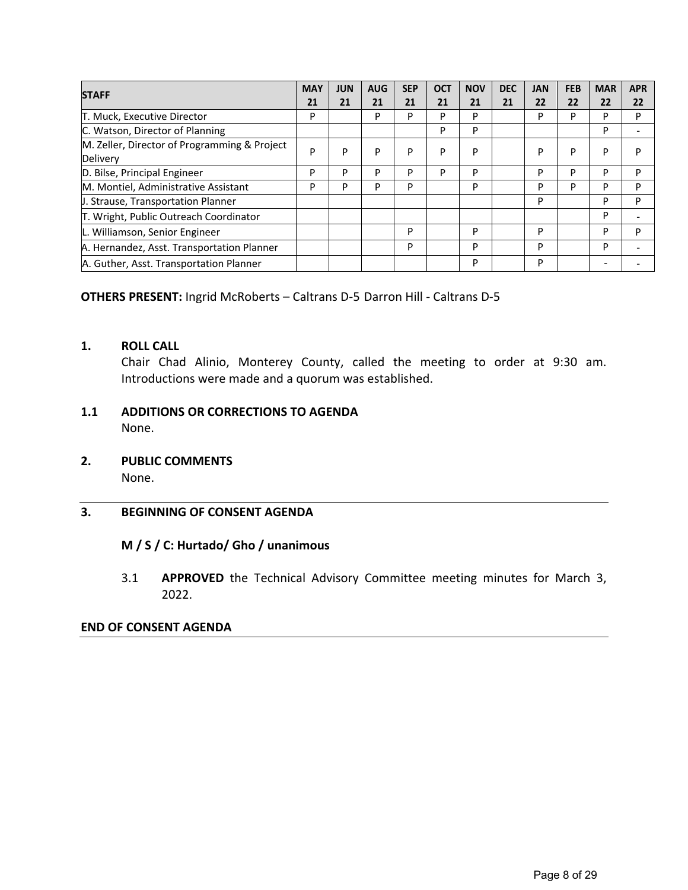| STAFF | MAY 21 | JUN 21 | AUG 21 | SEP 21 | OCT 21 | NOV 21 | DEC 21 | JAN 22 | FEB 22 | MAR 22 | APR 22 |
|---|---|---|---|---|---|---|---|---|---|---|---|
| T. Muck, Executive Director | P | | P | P | P | P | | P | P | P | P |
| C. Watson, Director of Planning | | | | | P | P | | | | P | - |
| M. Zeller, Director of Programming & Project Delivery | P | P | P | P | P | P | | P | P | P | P |
| D. Bilse, Principal Engineer | P | P | P | P | P | P | | P | P | P | P |
| M. Montiel, Administrative Assistant | P | P | P | P | | P | | P | P | P | P |
| J. Strause, Transportation Planner | | | | | | | | P | | P | P |
| T. Wright, Public Outreach Coordinator | | | | | | | | | | P | - |
| L. Williamson, Senior Engineer | | | | P | | P | | P | | P | P |
| A. Hernandez, Asst. Transportation Planner | | | | P | | P | | P | | P | - |
| A. Guther, Asst. Transportation Planner | | | | | | P | | P | | - | - |

**OTHERS PRESENT:** Ingrid McRoberts – Caltrans D-5 Darron Hill - Caltrans D-5

**1. ROLL CALL**

Chair Chad Alinio, Monterey County, called the meeting to order at 9:30 am. Introductions were made and a quorum was established.

**1.1 ADDITIONS OR CORRECTIONS TO AGENDA**

None.

**2. PUBLIC COMMENTS**

None.

---

**3. BEGINNING OF CONSENT AGENDA**

**M / S / C: Hurtado/ Gho / unanimous**

3.1 **APPROVED** the Technical Advisory Committee meeting minutes for March 3, 2022.

**END OF CONSENT AGENDA**

---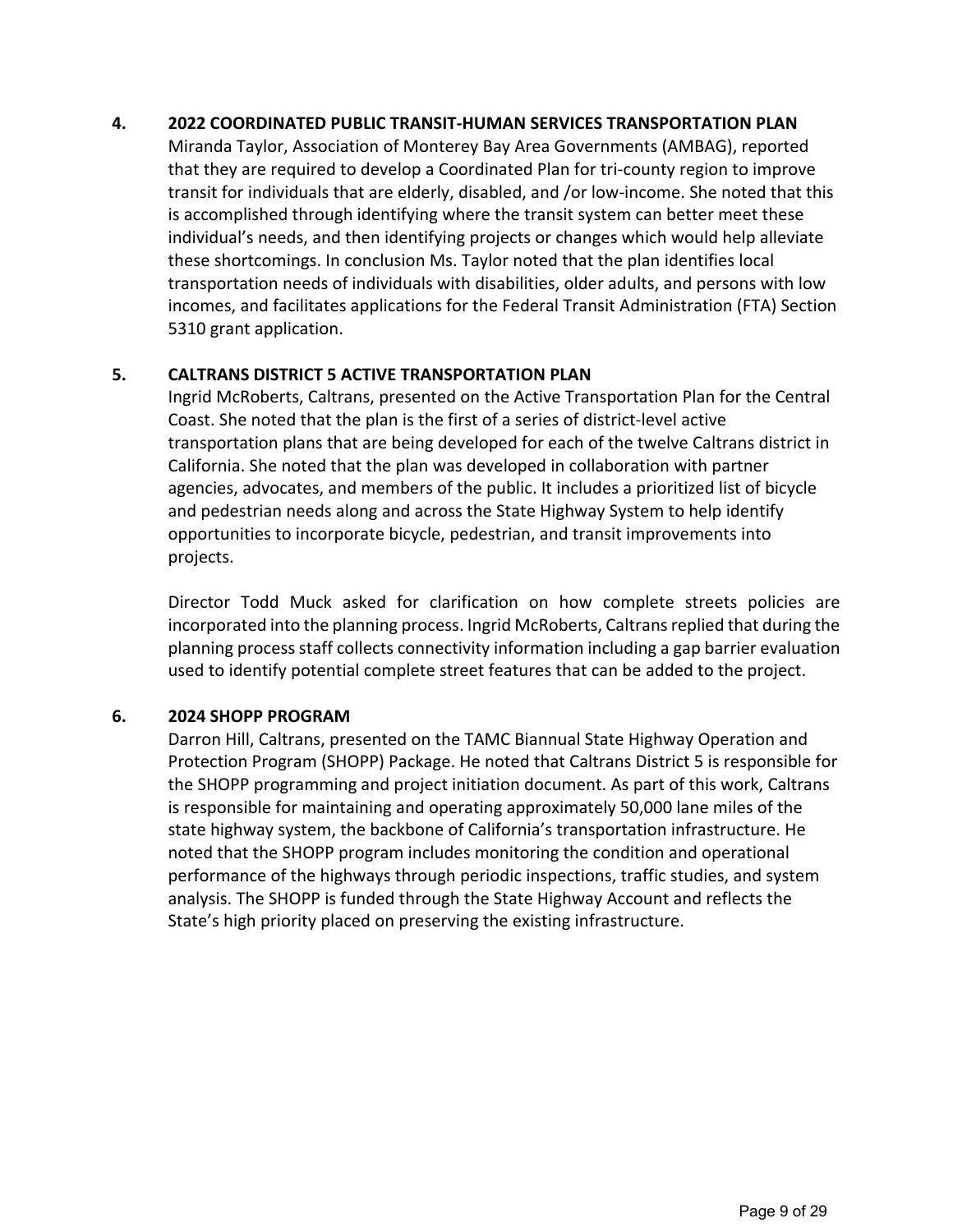**4. 2022 COORDINATED PUBLIC TRANSIT-HUMAN SERVICES TRANSPORTATION PLAN**

Miranda Taylor, Association of Monterey Bay Area Governments (AMBAG), reported that they are required to develop a Coordinated Plan for tri-county region to improve transit for individuals that are elderly, disabled, and /or low-income. She noted that this is accomplished through identifying where the transit system can better meet these individual's needs, and then identifying projects or changes which would help alleviate these shortcomings. In conclusion Ms. Taylor noted that the plan identifies local transportation needs of individuals with disabilities, older adults, and persons with low incomes, and facilitates applications for the Federal Transit Administration (FTA) Section 5310 grant application.

**5. CALTRANS DISTRICT 5 ACTIVE TRANSPORTATION PLAN**

Ingrid McRoberts, Caltrans, presented on the Active Transportation Plan for the Central Coast. She noted that the plan is the first of a series of district-level active transportation plans that are being developed for each of the twelve Caltrans district in California. She noted that the plan was developed in collaboration with partner agencies, advocates, and members of the public. It includes a prioritized list of bicycle and pedestrian needs along and across the State Highway System to help identify opportunities to incorporate bicycle, pedestrian, and transit improvements into projects.

Director Todd Muck asked for clarification on how complete streets policies are incorporated into the planning process. Ingrid McRoberts, Caltrans replied that during the planning process staff collects connectivity information including a gap barrier evaluation used to identify potential complete street features that can be added to the project.

**6. 2024 SHOPP PROGRAM**

Darron Hill, Caltrans, presented on the TAMC Biannual State Highway Operation and Protection Program (SHOPP) Package. He noted that Caltrans District 5 is responsible for the SHOPP programming and project initiation document. As part of this work, Caltrans is responsible for maintaining and operating approximately 50,000 lane miles of the state highway system, the backbone of California's transportation infrastructure. He noted that the SHOPP program includes monitoring the condition and operational performance of the highways through periodic inspections, traffic studies, and system analysis. The SHOPP is funded through the State Highway Account and reflects the State's high priority placed on preserving the existing infrastructure.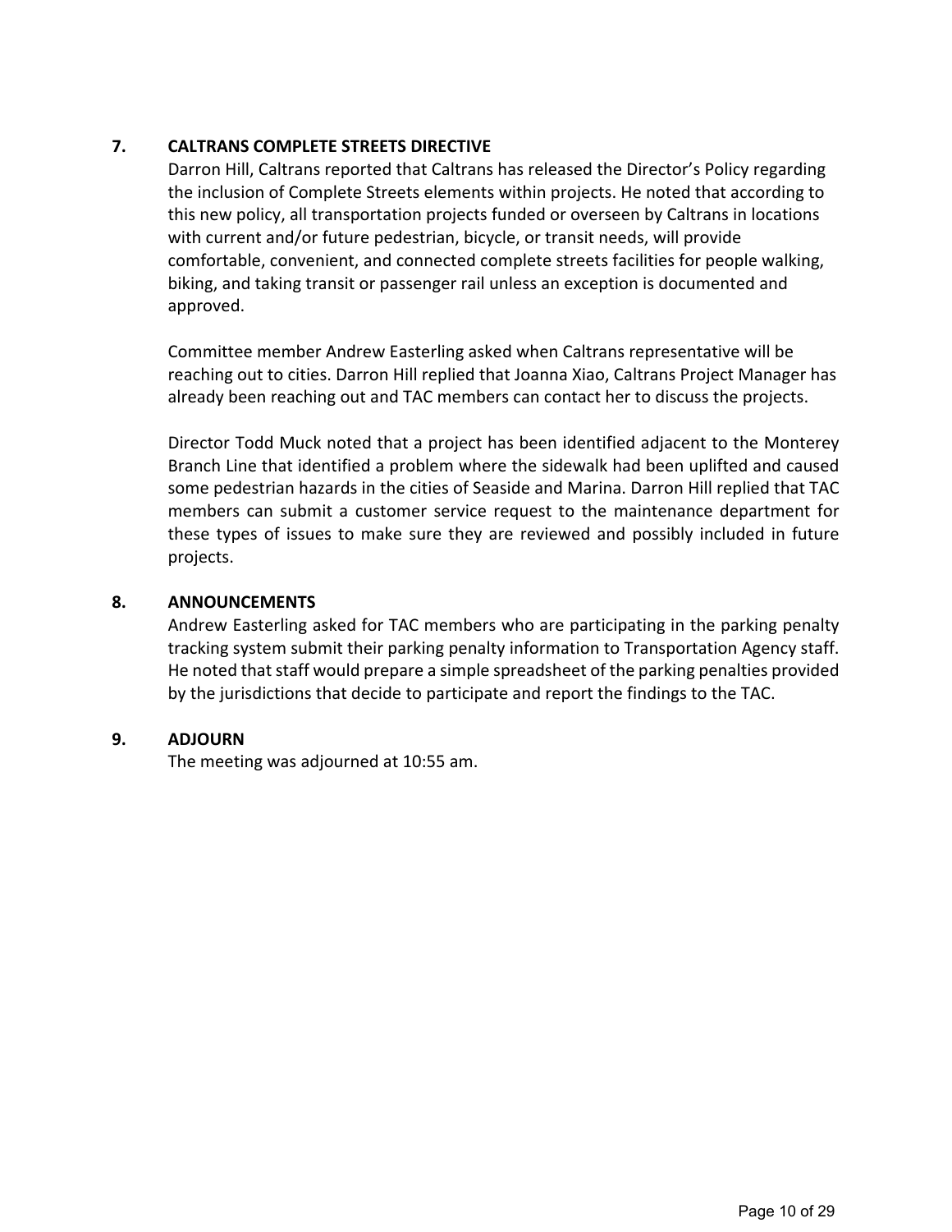## 7. CALTRANS COMPLETE STREETS DIRECTIVE

Darron Hill, Caltrans reported that Caltrans has released the Director's Policy regarding the inclusion of Complete Streets elements within projects. He noted that according to this new policy, all transportation projects funded or overseen by Caltrans in locations with current and/or future pedestrian, bicycle, or transit needs, will provide comfortable, convenient, and connected complete streets facilities for people walking, biking, and taking transit or passenger rail unless an exception is documented and approved.

Committee member Andrew Easterling asked when Caltrans representative will be reaching out to cities. Darron Hill replied that Joanna Xiao, Caltrans Project Manager has already been reaching out and TAC members can contact her to discuss the projects.

Director Todd Muck noted that a project has been identified adjacent to the Monterey Branch Line that identified a problem where the sidewalk had been uplifted and caused some pedestrian hazards in the cities of Seaside and Marina. Darron Hill replied that TAC members can submit a customer service request to the maintenance department for these types of issues to make sure they are reviewed and possibly included in future projects.

## 8. ANNOUNCEMENTS

Andrew Easterling asked for TAC members who are participating in the parking penalty tracking system submit their parking penalty information to Transportation Agency staff. He noted that staff would prepare a simple spreadsheet of the parking penalties provided by the jurisdictions that decide to participate and report the findings to the TAC.

## 9. ADJOURN

The meeting was adjourned at 10:55 am.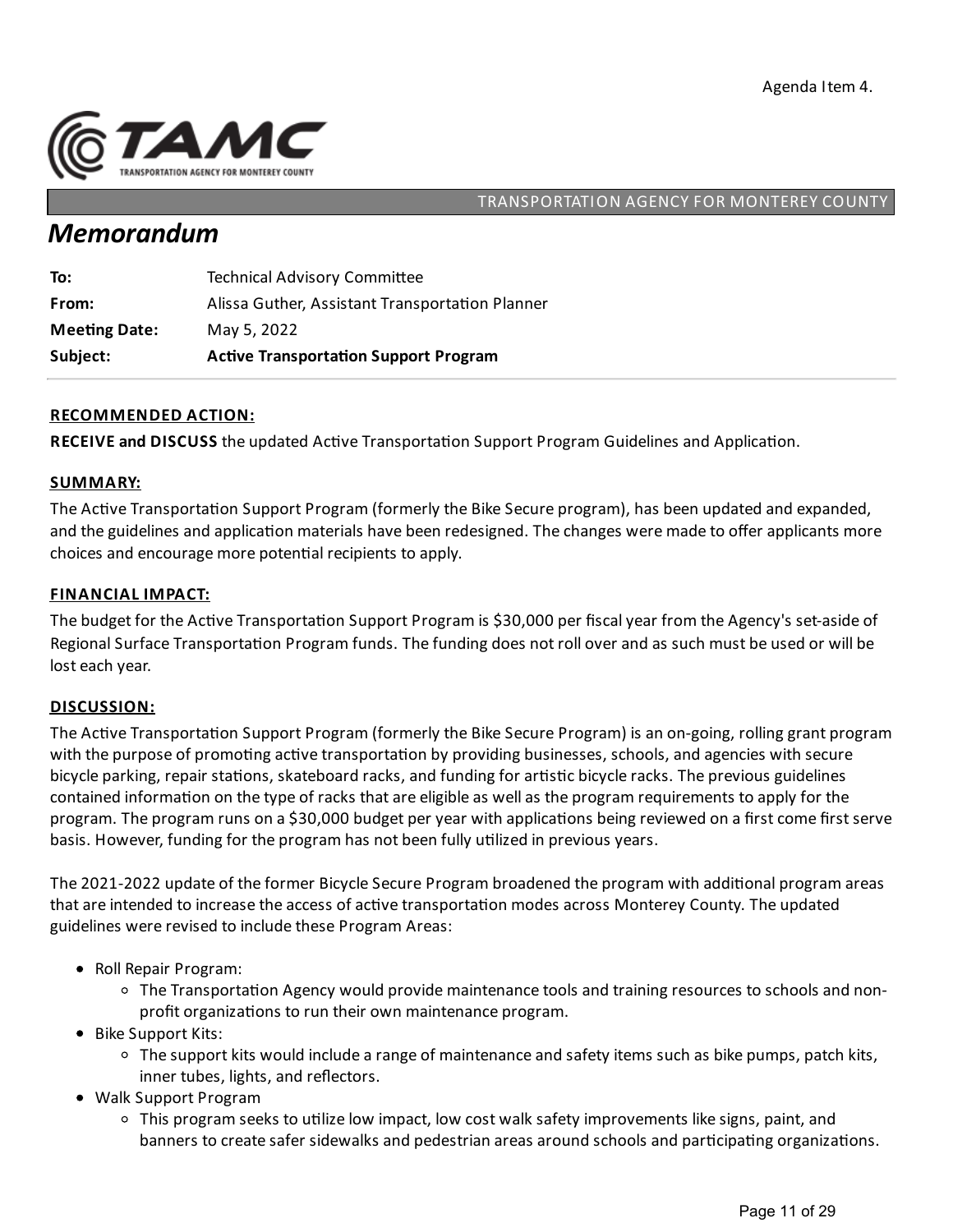Agenda Item 4.

TRANSPORTATION AGENCY FOR MONTEREY COUNTY

# Memorandum

| | |
|---|---|
| **To:** | Technical Advisory Committee |
| **From:** | Alissa Guther, Assistant Transportation Planner |
| **Meeting Date:** | May 5, 2022 |
| **Subject:** | **Active Transportation Support Program** |

## RECOMMENDED ACTION:

**RECEIVE and DISCUSS** the updated Active Transportation Support Program Guidelines and Application.

## SUMMARY:

The Active Transportation Support Program (formerly the Bike Secure program), has been updated and expanded, and the guidelines and application materials have been redesigned. The changes were made to offer applicants more choices and encourage more potential recipients to apply.

## FINANCIAL IMPACT:

The budget for the Active Transportation Support Program is $30,000 per fiscal year from the Agency's set-aside of Regional Surface Transportation Program funds. The funding does not roll over and as such must be used or will be lost each year.

## DISCUSSION:

The Active Transportation Support Program (formerly the Bike Secure Program) is an on-going, rolling grant program with the purpose of promoting active transportation by providing businesses, schools, and agencies with secure bicycle parking, repair stations, skateboard racks, and funding for artistic bicycle racks. The previous guidelines contained information on the type of racks that are eligible as well as the program requirements to apply for the program. The program runs on a $30,000 budget per year with applications being reviewed on a first come first serve basis. However, funding for the program has not been fully utilized in previous years.

The 2021-2022 update of the former Bicycle Secure Program broadened the program with additional program areas that are intended to increase the access of active transportation modes across Monterey County. The updated guidelines were revised to include these Program Areas:

- Roll Repair Program:
  - The Transportation Agency would provide maintenance tools and training resources to schools and non-profit organizations to run their own maintenance program.
- Bike Support Kits:
  - The support kits would include a range of maintenance and safety items such as bike pumps, patch kits, inner tubes, lights, and reflectors.
- Walk Support Program
  - This program seeks to utilize low impact, low cost walk safety improvements like signs, paint, and banners to create safer sidewalks and pedestrian areas around schools and participating organizations.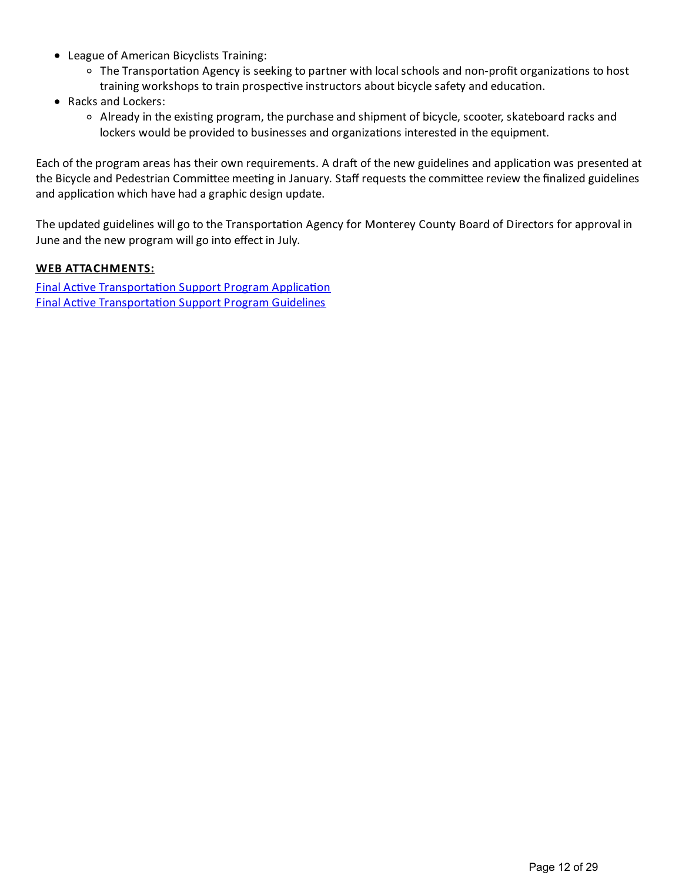- League of American Bicyclists Training:
  - The Transportation Agency is seeking to partner with local schools and non-profit organizations to host training workshops to train prospective instructors about bicycle safety and education.
- Racks and Lockers:
  - Already in the existing program, the purchase and shipment of bicycle, scooter, skateboard racks and lockers would be provided to businesses and organizations interested in the equipment.

Each of the program areas has their own requirements. A draft of the new guidelines and application was presented at the Bicycle and Pedestrian Committee meeting in January. Staff requests the committee review the finalized guidelines and application which have had a graphic design update.

The updated guidelines will go to the Transportation Agency for Monterey County Board of Directors for approval in June and the new program will go into effect in July.

**WEB ATTACHMENTS:**

Final Active Transportation Support Program Application
Final Active Transportation Support Program Guidelines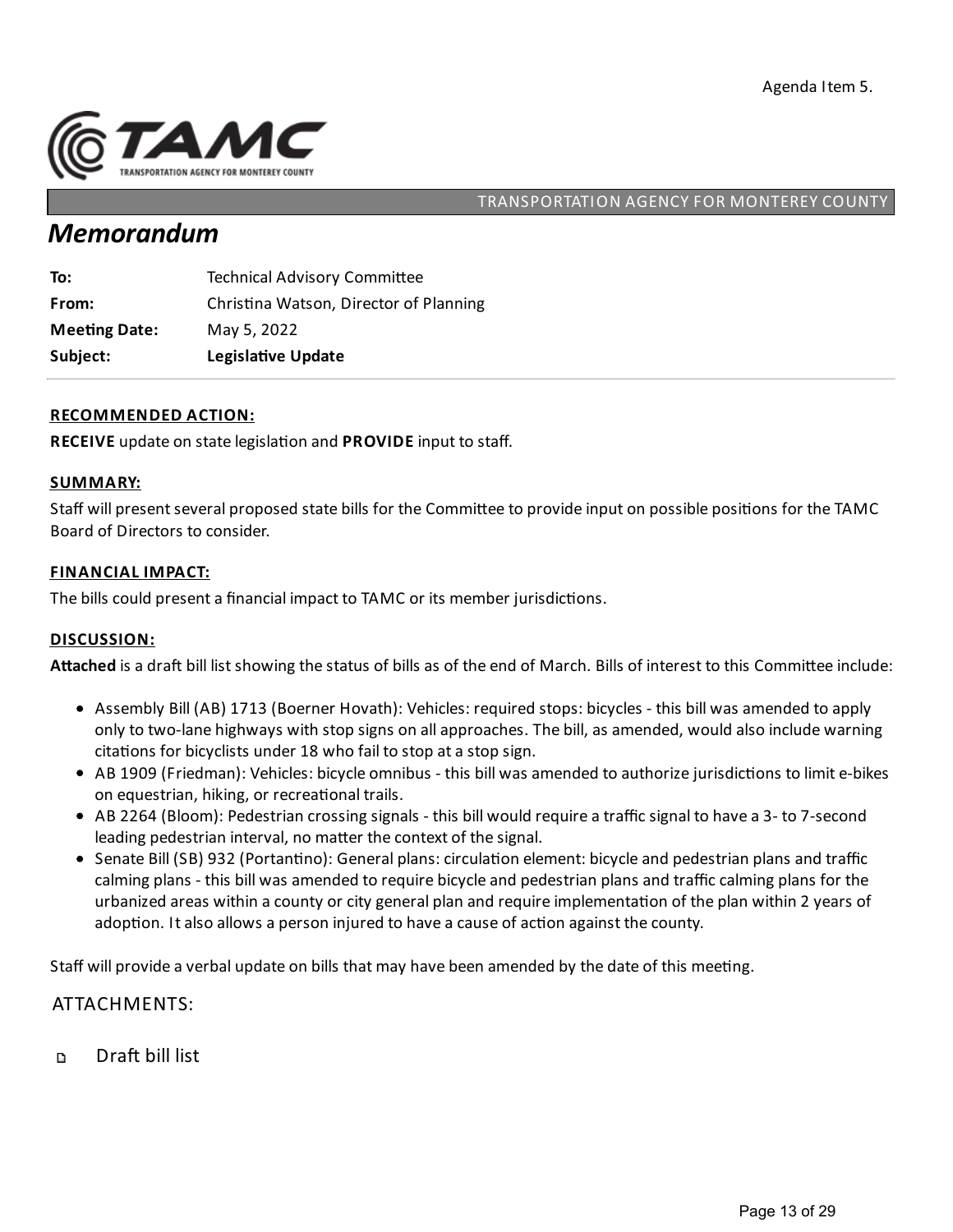Agenda Item 5.

TAMC
TRANSPORTATION AGENCY FOR MONTEREY COUNTY

TRANSPORTATION AGENCY FOR MONTEREY COUNTY

# *Memorandum*

| | |
|---|---|
| **To:** | Technical Advisory Committee |
| **From:** | Christina Watson, Director of Planning |
| **Meeting Date:** | May 5, 2022 |
| **Subject:** | **Legislative Update** |

### RECOMMENDED ACTION:

**RECEIVE** update on state legislation and **PROVIDE** input to staff.

### SUMMARY:

Staff will present several proposed state bills for the Committee to provide input on possible positions for the TAMC Board of Directors to consider.

### FINANCIAL IMPACT:

The bills could present a financial impact to TAMC or its member jurisdictions.

### DISCUSSION:

**Attached** is a draft bill list showing the status of bills as of the end of March. Bills of interest to this Committee include:

- Assembly Bill (AB) 1713 (Boerner Hovath): Vehicles: required stops: bicycles - this bill was amended to apply only to two-lane highways with stop signs on all approaches. The bill, as amended, would also include warning citations for bicyclists under 18 who fail to stop at a stop sign.
- AB 1909 (Friedman): Vehicles: bicycle omnibus - this bill was amended to authorize jurisdictions to limit e-bikes on equestrian, hiking, or recreational trails.
- AB 2264 (Bloom): Pedestrian crossing signals - this bill would require a traffic signal to have a 3- to 7-second leading pedestrian interval, no matter the context of the signal.
- Senate Bill (SB) 932 (Portantino): General plans: circulation element: bicycle and pedestrian plans and traffic calming plans - this bill was amended to require bicycle and pedestrian plans and traffic calming plans for the urbanized areas within a county or city general plan and require implementation of the plan within 2 years of adoption. It also allows a person injured to have a cause of action against the county.

Staff will provide a verbal update on bills that may have been amended by the date of this meeting.

ATTACHMENTS:

- Draft bill list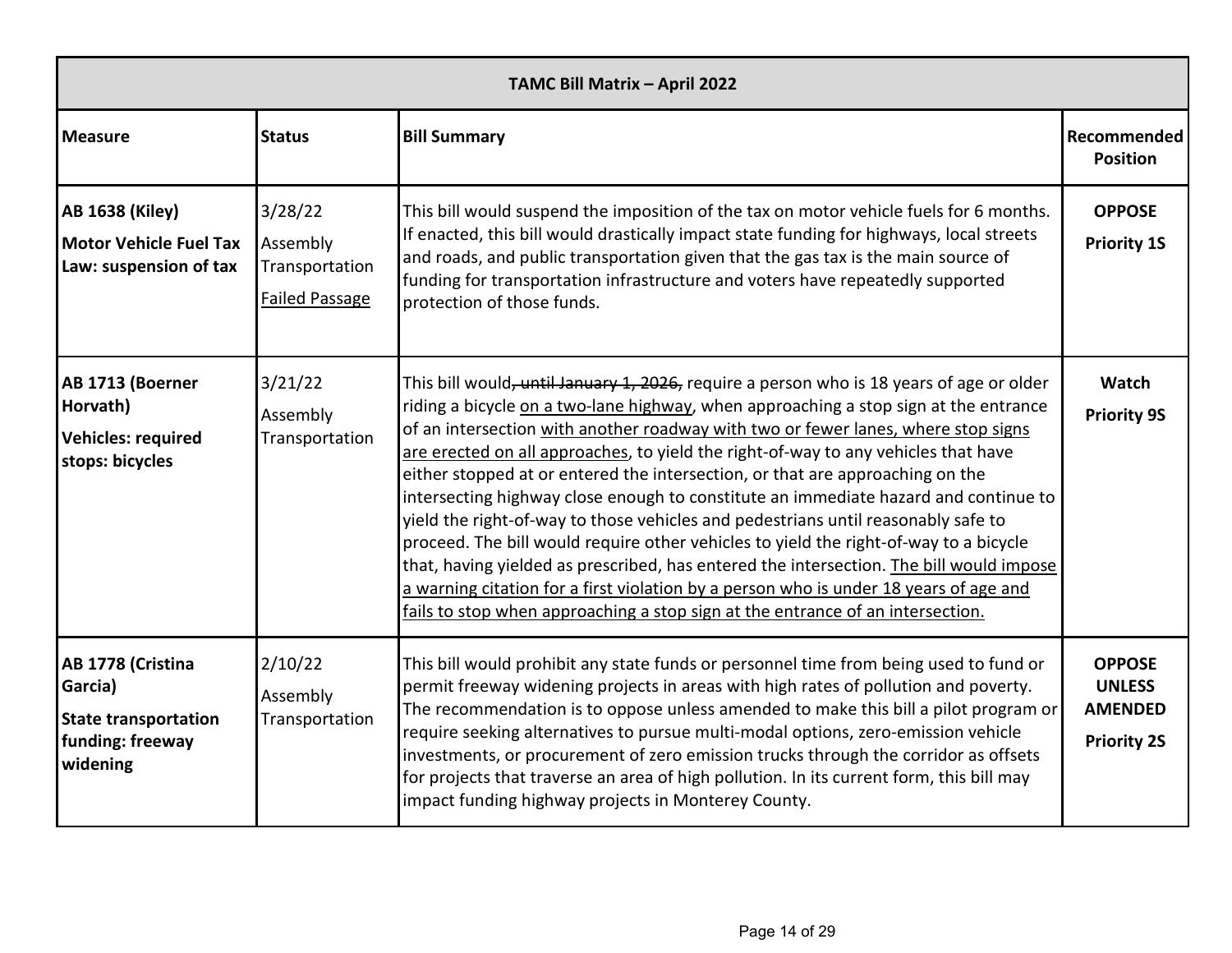| TAMC Bill Matrix – April 2022 | | | |
|---|---|---|---|
| **Measure** | **Status** | **Bill Summary** | **Recommended Position** |
| **AB 1638 (Kiley)**<br>**Motor Vehicle Fuel Tax Law: suspension of tax** | 3/28/22<br>Assembly Transportation<br><u>Failed Passage</u> | This bill would suspend the imposition of the tax on motor vehicle fuels for 6 months. If enacted, this bill would drastically impact state funding for highways, local streets and roads, and public transportation given that the gas tax is the main source of funding for transportation infrastructure and voters have repeatedly supported protection of those funds. | **OPPOSE**<br>**Priority 1S** |
| **AB 1713 (Boerner Horvath)**<br>**Vehicles: required stops: bicycles** | 3/21/22<br>Assembly Transportation | This bill would~~, until January 1, 2026,~~ require a person who is 18 years of age or older riding a bicycle <u>on a two-lane highway</u>, when approaching a stop sign at the entrance of an intersection <u>with another roadway with two or fewer lanes, where stop signs are erected on all approaches</u>, to yield the right-of-way to any vehicles that have either stopped at or entered the intersection, or that are approaching on the intersecting highway close enough to constitute an immediate hazard and continue to yield the right-of-way to those vehicles and pedestrians until reasonably safe to proceed. The bill would require other vehicles to yield the right-of-way to a bicycle that, having yielded as prescribed, has entered the intersection. <u>The bill would impose a warning citation for a first violation by a person who is under 18 years of age and fails to stop when approaching a stop sign at the entrance of an intersection.</u> | **Watch**<br>**Priority 9S** |
| **AB 1778 (Cristina Garcia)**<br>**State transportation funding: freeway widening** | 2/10/22<br>Assembly Transportation | This bill would prohibit any state funds or personnel time from being used to fund or permit freeway widening projects in areas with high rates of pollution and poverty. The recommendation is to oppose unless amended to make this bill a pilot program or require seeking alternatives to pursue multi-modal options, zero-emission vehicle investments, or procurement of zero emission trucks through the corridor as offsets for projects that traverse an area of high pollution. In its current form, this bill may impact funding highway projects in Monterey County. | **OPPOSE UNLESS AMENDED**<br>**Priority 2S** |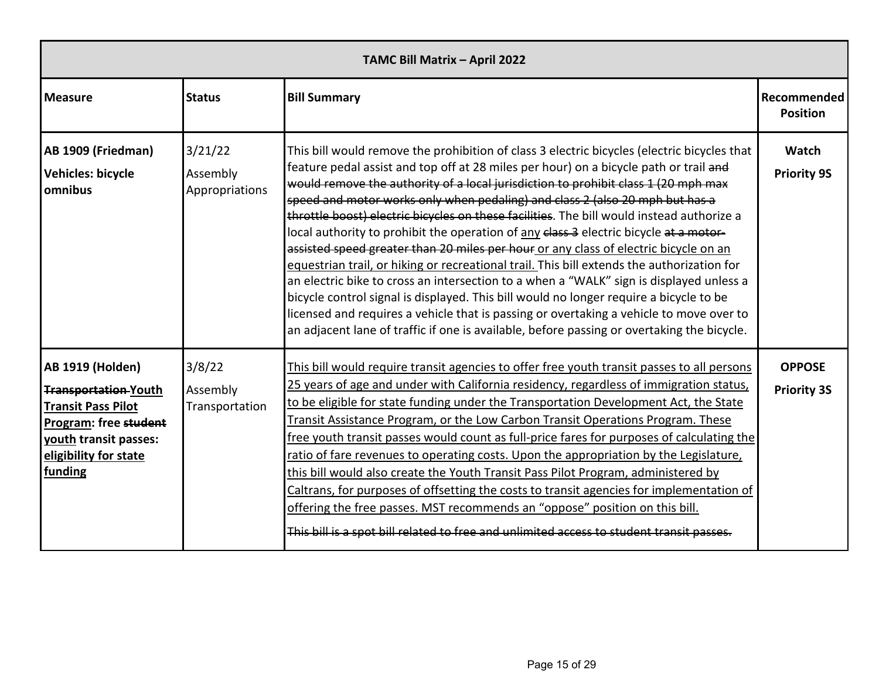| TAMC Bill Matrix – April 2022 | | | |
|---|---|---|---|
| **Measure** | **Status** | **Bill Summary** | **Recommended Position** |
| **AB 1909 (Friedman)**<br>**Vehicles: bicycle omnibus** | 3/21/22<br>Assembly Appropriations | This bill would remove the prohibition of class 3 electric bicycles (electric bicycles that feature pedal assist and top off at 28 miles per hour) on a bicycle path or trail ~~and would remove the authority of a local jurisdiction to prohibit class 1 (20 mph max speed and motor works only when pedaling) and class 2 (also 20 mph but has a throttle boost) electric bicycles on these facilities~~. The bill would instead authorize a local authority to prohibit the operation of <u>any</u> ~~class 3~~ electric bicycle ~~at a motor-assisted speed greater than 20 miles per hour~~ <u>or any class of electric bicycle on an equestrian trail, or hiking or recreational trail.</u> This bill extends the authorization for an electric bike to cross an intersection to a when a "WALK" sign is displayed unless a bicycle control signal is displayed. This bill would no longer require a bicycle to be licensed and requires a vehicle that is passing or overtaking a vehicle to move over to an adjacent lane of traffic if one is available, before passing or overtaking the bicycle. | **Watch**<br>**Priority 9S** |
| **AB 1919 (Holden)**<br>**~~Transportation~~ <u>Youth Transit Pass Pilot Program</u>: free ~~student~~ <u>youth</u> transit passes: <u>eligibility for state funding</u>** | 3/8/22<br>Assembly Transportation | <u>This bill would require transit agencies to offer free youth transit passes to all persons 25 years of age and under with California residency, regardless of immigration status, to be eligible for state funding under the Transportation Development Act, the State Transit Assistance Program, or the Low Carbon Transit Operations Program. These free youth transit passes would count as full-price fares for purposes of calculating the ratio of fare revenues to operating costs. Upon the appropriation by the Legislature, this bill would also create the Youth Transit Pass Pilot Program, administered by Caltrans, for purposes of offsetting the costs to transit agencies for implementation of offering the free passes. MST recommends an "oppose" position on this bill.</u><br><br>~~This bill is a spot bill related to free and unlimited access to student transit passes.~~ | **OPPOSE**<br>**Priority 3S** |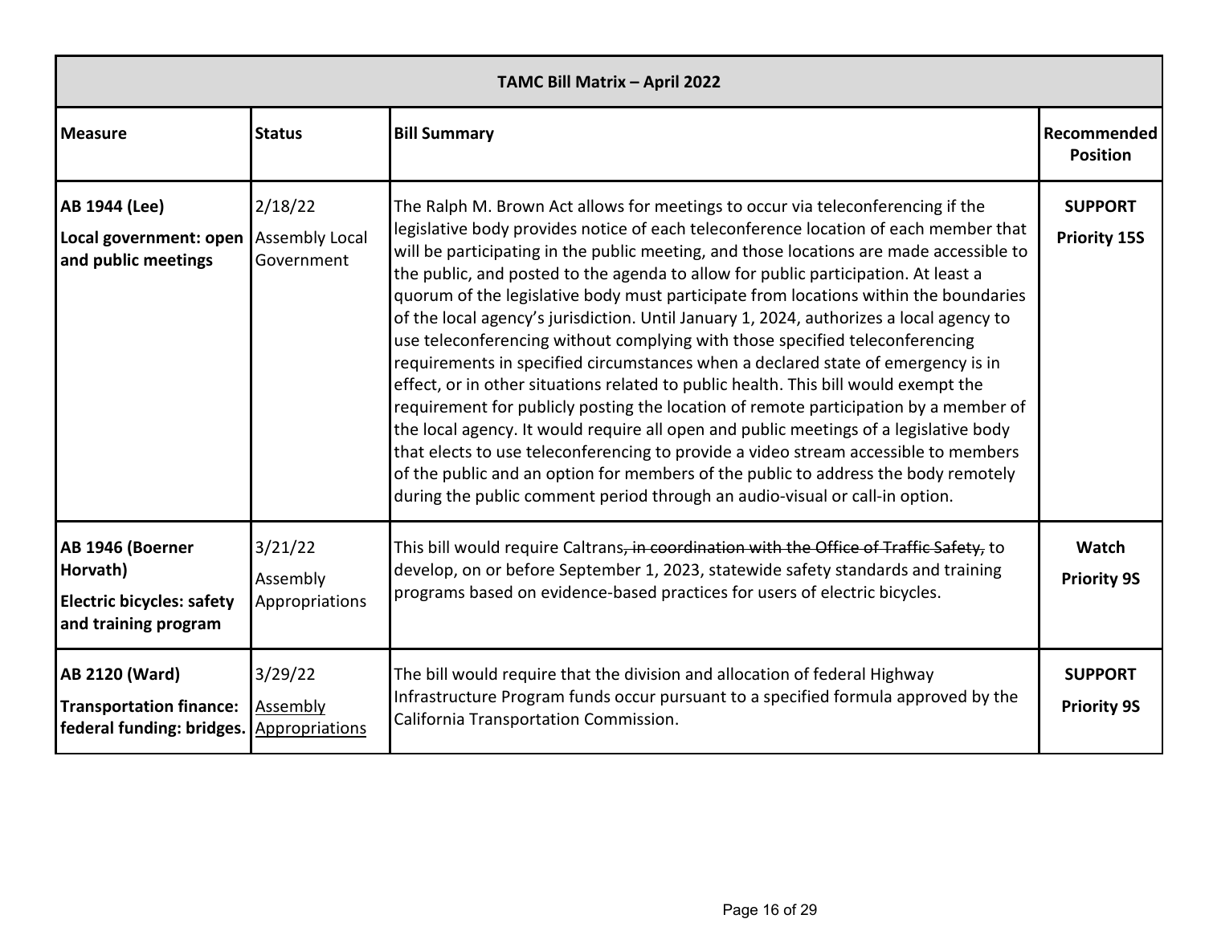| TAMC Bill Matrix – April 2022 | | | |
|---|---|---|---|
| **Measure** | **Status** | **Bill Summary** | **Recommended Position** |
| **AB 1944 (Lee)**<br>**Local government: open and public meetings** | 2/18/22<br>Assembly Local Government | The Ralph M. Brown Act allows for meetings to occur via teleconferencing if the legislative body provides notice of each teleconference location of each member that will be participating in the public meeting, and those locations are made accessible to the public, and posted to the agenda to allow for public participation. At least a quorum of the legislative body must participate from locations within the boundaries of the local agency's jurisdiction. Until January 1, 2024, authorizes a local agency to use teleconferencing without complying with those specified teleconferencing requirements in specified circumstances when a declared state of emergency is in effect, or in other situations related to public health. This bill would exempt the requirement for publicly posting the location of remote participation by a member of the local agency. It would require all open and public meetings of a legislative body that elects to use teleconferencing to provide a video stream accessible to members of the public and an option for members of the public to address the body remotely during the public comment period through an audio-visual or call-in option. | **SUPPORT**<br>**Priority 15S** |
| **AB 1946 (Boerner Horvath)**<br>**Electric bicycles: safety and training program** | 3/21/22<br>Assembly Appropriations | This bill would require Caltrans~~, in coordination with the Office of Traffic Safety,~~ to develop, on or before September 1, 2023, statewide safety standards and training programs based on evidence-based practices for users of electric bicycles. | **Watch**<br>**Priority 9S** |
| **AB 2120 (Ward)**<br>**Transportation finance: federal funding: bridges.** | 3/29/22<br><u>Assembly Appropriations</u> | The bill would require that the division and allocation of federal Highway Infrastructure Program funds occur pursuant to a specified formula approved by the California Transportation Commission. | **SUPPORT**<br>**Priority 9S** |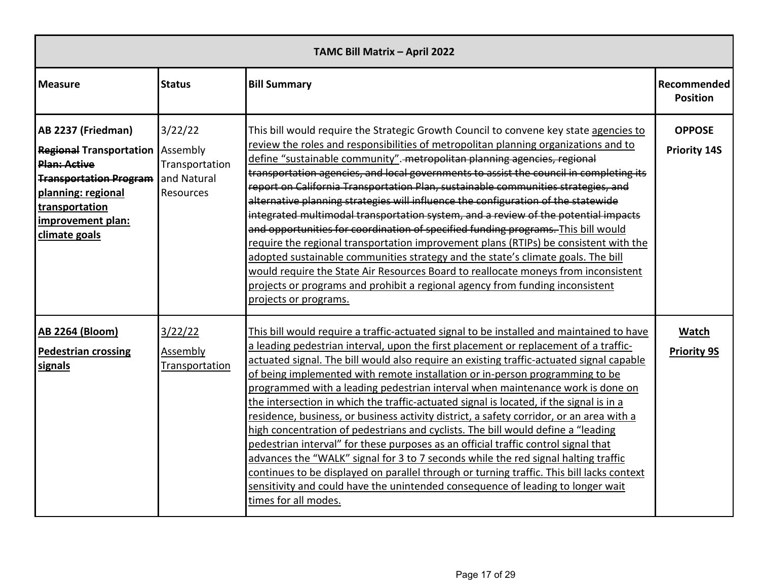| TAMC Bill Matrix – April 2022 | | | |
|---|---|---|---|
| **Measure** | **Status** | **Bill Summary** | **Recommended Position** |
| **AB 2237 (Friedman)**<br><br>**~~Regional~~ Transportation ~~Plan: Active Transportation Program~~ <u>planning: regional transportation improvement plan: climate goals</u>** | 3/22/22<br><br>Assembly Transportation and Natural Resources | This bill would require the Strategic Growth Council to convene key state <u>agencies to review the roles and responsibilities of metropolitan planning organizations and to define "sustainable community"</u>. ~~metropolitan planning agencies, regional transportation agencies, and local governments to assist the council in completing its report on California Transportation Plan, sustainable communities strategies, and alternative planning strategies will influence the configuration of the statewide integrated multimodal transportation system, and a review of the potential impacts and opportunities for coordination of specified funding programs.~~ <u>This bill would require the regional transportation improvement plans (RTIPs) be consistent with the adopted sustainable communities strategy and the state's climate goals. The bill would require the State Air Resources Board to reallocate moneys from inconsistent projects or programs and prohibit a regional agency from funding inconsistent projects or programs.</u> | **OPPOSE**<br><br>**Priority 14S** |
| <u>**AB 2264 (Bloom)**</u><br><br><u>**Pedestrian crossing signals**</u> | <u>3/22/22</u><br><br><u>Assembly Transportation</u> | <u>This bill would require a traffic-actuated signal to be installed and maintained to have a leading pedestrian interval, upon the first placement or replacement of a traffic-actuated signal. The bill would also require an existing traffic-actuated signal capable of being implemented with remote installation or in-person programming to be programmed with a leading pedestrian interval when maintenance work is done on the intersection in which the traffic-actuated signal is located, if the signal is in a residence, business, or business activity district, a safety corridor, or an area with a high concentration of pedestrians and cyclists. The bill would define a "leading pedestrian interval" for these purposes as an official traffic control signal that advances the "WALK" signal for 3 to 7 seconds while the red signal halting traffic continues to be displayed on parallel through or turning traffic. This bill lacks context sensitivity and could have the unintended consequence of leading to longer wait times for all modes.</u> | <u>**Watch**</u><br><br><u>**Priority 9S**</u> |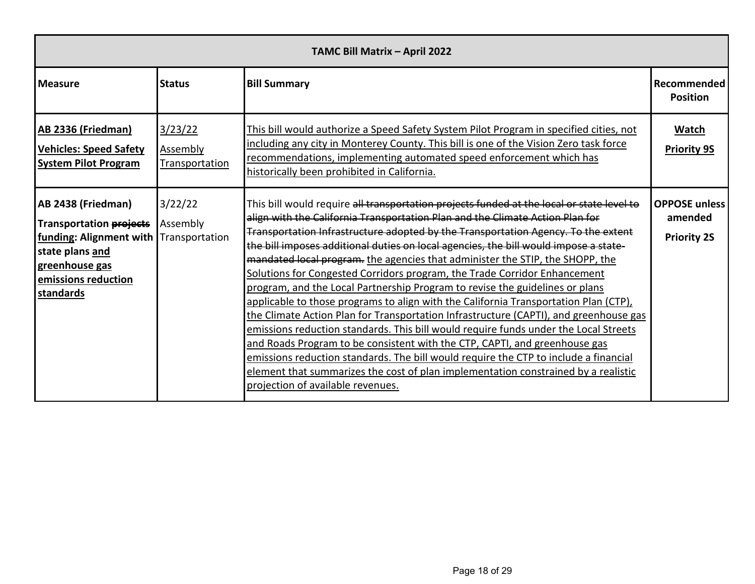| TAMC Bill Matrix – April 2022 | | | |
|---|---|---|---|
| **Measure** | **Status** | **Bill Summary** | **Recommended Position** |
| <u>**AB 2336 (Friedman)**</u><br><u>**Vehicles: Speed Safety System Pilot Program**</u> | <u>3/23/22</u><br><u>Assembly Transportation</u> | <u>This bill would authorize a Speed Safety System Pilot Program in specified cities, not including any city in Monterey County. This bill is one of the Vision Zero task force recommendations, implementing automated speed enforcement which has historically been prohibited in California.</u> | <u>**Watch**</u><br><u>**Priority 9S**</u> |
| **AB 2438 (Friedman)**<br>**Transportation ~~projects~~ <u>funding</u>: Alignment with state plans <u>and greenhouse gas emissions reduction standards</u>** | 3/22/22<br>Assembly Transportation | This bill would require ~~all transportation projects funded at the local or state level to align with the California Transportation Plan and the Climate Action Plan for Transportation Infrastructure adopted by the Transportation Agency. To the extent the bill imposes additional duties on local agencies, the bill would impose a state-mandated local program.~~ <u>the agencies that administer the STIP, the SHOPP, the Solutions for Congested Corridors program, the Trade Corridor Enhancement program, and the Local Partnership Program to revise the guidelines or plans applicable to those programs to align with the California Transportation Plan (CTP), the Climate Action Plan for Transportation Infrastructure (CAPTI), and greenhouse gas emissions reduction standards. This bill would require funds under the Local Streets and Roads Program to be consistent with the CTP, CAPTI, and greenhouse gas emissions reduction standards. The bill would require the CTP to include a financial element that summarizes the cost of plan implementation constrained by a realistic projection of available revenues.</u> | **OPPOSE unless amended**<br>**Priority 2S** |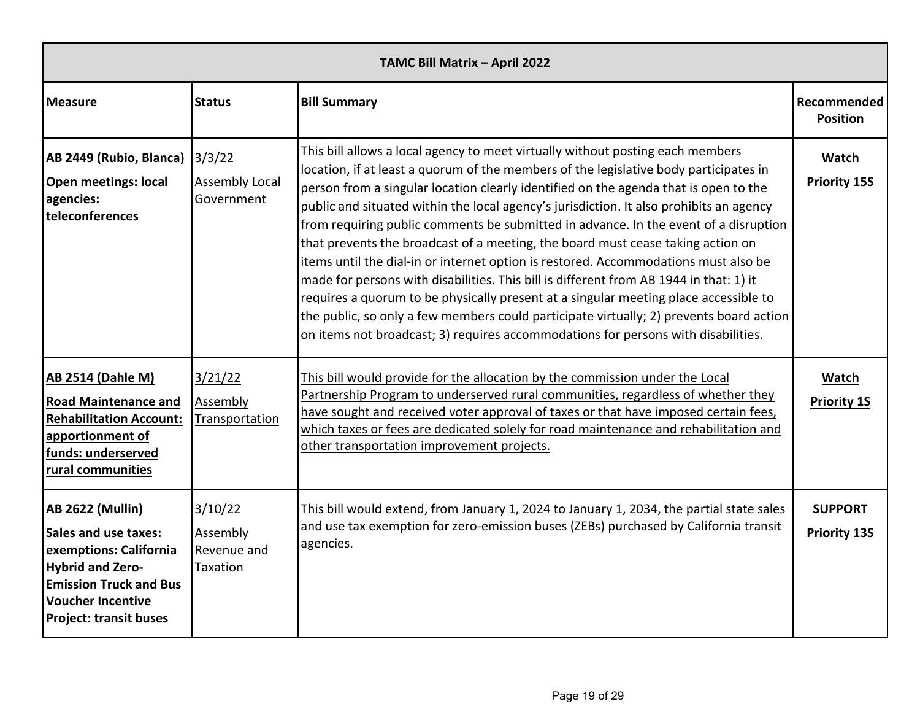| TAMC Bill Matrix – April 2022 | | | |
|---|---|---|---|
| **Measure** | **Status** | **Bill Summary** | **Recommended Position** |
| **AB 2449 (Rubio, Blanca)**<br>**Open meetings: local agencies: teleconferences** | 3/3/22<br>Assembly Local Government | This bill allows a local agency to meet virtually without posting each members location, if at least a quorum of the members of the legislative body participates in person from a singular location clearly identified on the agenda that is open to the public and situated within the local agency's jurisdiction. It also prohibits an agency from requiring public comments be submitted in advance. In the event of a disruption that prevents the broadcast of a meeting, the board must cease taking action on items until the dial-in or internet option is restored. Accommodations must also be made for persons with disabilities. This bill is different from AB 1944 in that: 1) it requires a quorum to be physically present at a singular meeting place accessible to the public, so only a few members could participate virtually; 2) prevents board action on items not broadcast; 3) requires accommodations for persons with disabilities. | **Watch**<br>**Priority 15S** |
| **AB 2514 (Dahle M)**<br>**Road Maintenance and Rehabilitation Account: apportionment of funds: underserved rural communities** | 3/21/22<br>Assembly Transportation | This bill would provide for the allocation by the commission under the Local Partnership Program to underserved rural communities, regardless of whether they have sought and received voter approval of taxes or that have imposed certain fees, which taxes or fees are dedicated solely for road maintenance and rehabilitation and other transportation improvement projects. | **Watch**<br>**Priority 1S** |
| **AB 2622 (Mullin)**<br>**Sales and use taxes: exemptions: California Hybrid and Zero-Emission Truck and Bus Voucher Incentive Project: transit buses** | 3/10/22<br>Assembly Revenue and Taxation | This bill would extend, from January 1, 2024 to January 1, 2034, the partial state sales and use tax exemption for zero-emission buses (ZEBs) purchased by California transit agencies. | **SUPPORT**<br>**Priority 13S** |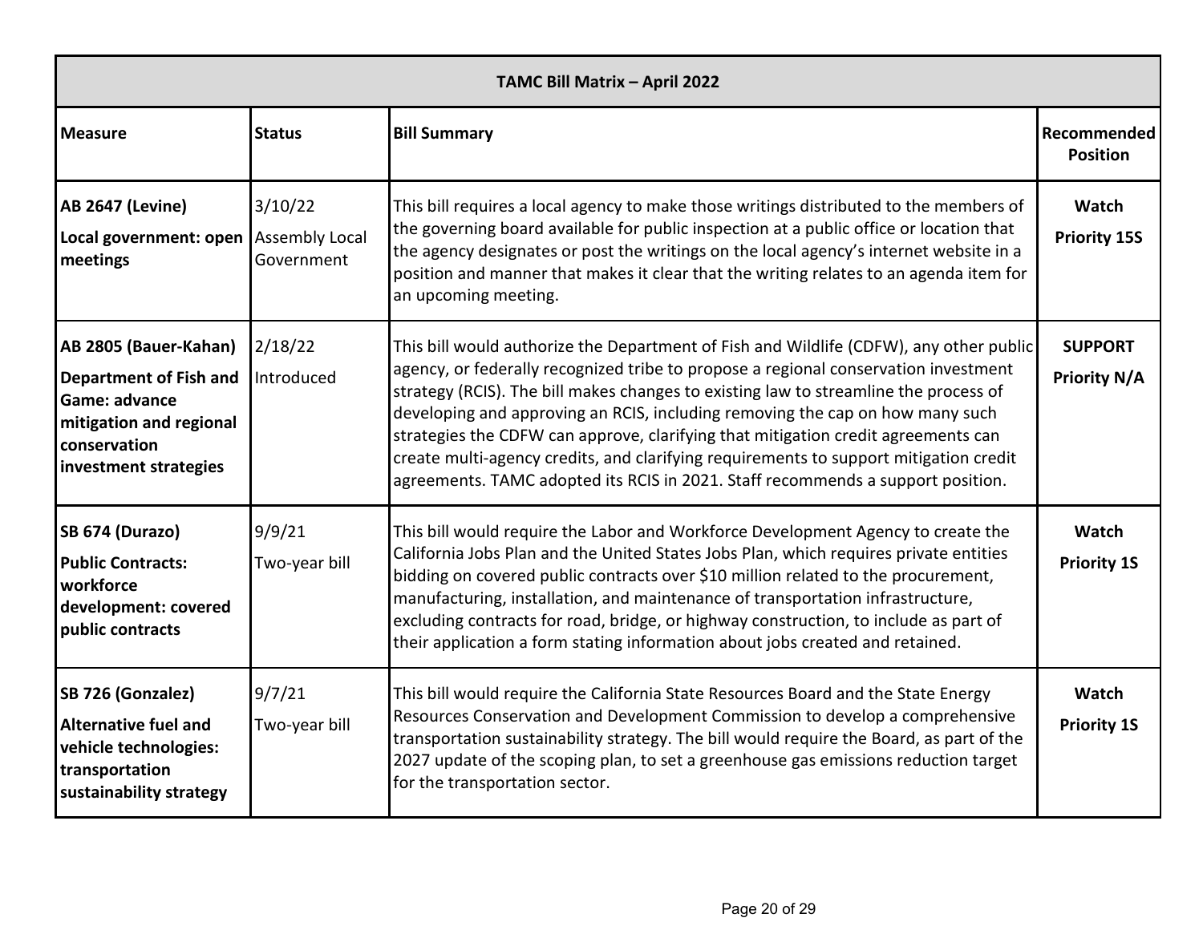| TAMC Bill Matrix – April 2022 | | | |
|---|---|---|---|
| **Measure** | **Status** | **Bill Summary** | **Recommended Position** |
| **AB 2647 (Levine)**<br>**Local government: open meetings** | 3/10/22<br>Assembly Local Government | This bill requires a local agency to make those writings distributed to the members of the governing board available for public inspection at a public office or location that the agency designates or post the writings on the local agency's internet website in a position and manner that makes it clear that the writing relates to an agenda item for an upcoming meeting. | **Watch**<br>**Priority 15S** |
| **AB 2805 (Bauer-Kahan)**<br>**Department of Fish and Game: advance mitigation and regional conservation investment strategies** | 2/18/22<br>Introduced | This bill would authorize the Department of Fish and Wildlife (CDFW), any other public agency, or federally recognized tribe to propose a regional conservation investment strategy (RCIS). The bill makes changes to existing law to streamline the process of developing and approving an RCIS, including removing the cap on how many such strategies the CDFW can approve, clarifying that mitigation credit agreements can create multi-agency credits, and clarifying requirements to support mitigation credit agreements. TAMC adopted its RCIS in 2021. Staff recommends a support position. | **SUPPORT**<br>**Priority N/A** |
| **SB 674 (Durazo)**<br>**Public Contracts: workforce development: covered public contracts** | 9/9/21<br>Two-year bill | This bill would require the Labor and Workforce Development Agency to create the California Jobs Plan and the United States Jobs Plan, which requires private entities bidding on covered public contracts over $10 million related to the procurement, manufacturing, installation, and maintenance of transportation infrastructure, excluding contracts for road, bridge, or highway construction, to include as part of their application a form stating information about jobs created and retained. | **Watch**<br>**Priority 1S** |
| **SB 726 (Gonzalez)**<br>**Alternative fuel and vehicle technologies: transportation sustainability strategy** | 9/7/21<br>Two-year bill | This bill would require the California State Resources Board and the State Energy Resources Conservation and Development Commission to develop a comprehensive transportation sustainability strategy. The bill would require the Board, as part of the 2027 update of the scoping plan, to set a greenhouse gas emissions reduction target for the transportation sector. | **Watch**<br>**Priority 1S** |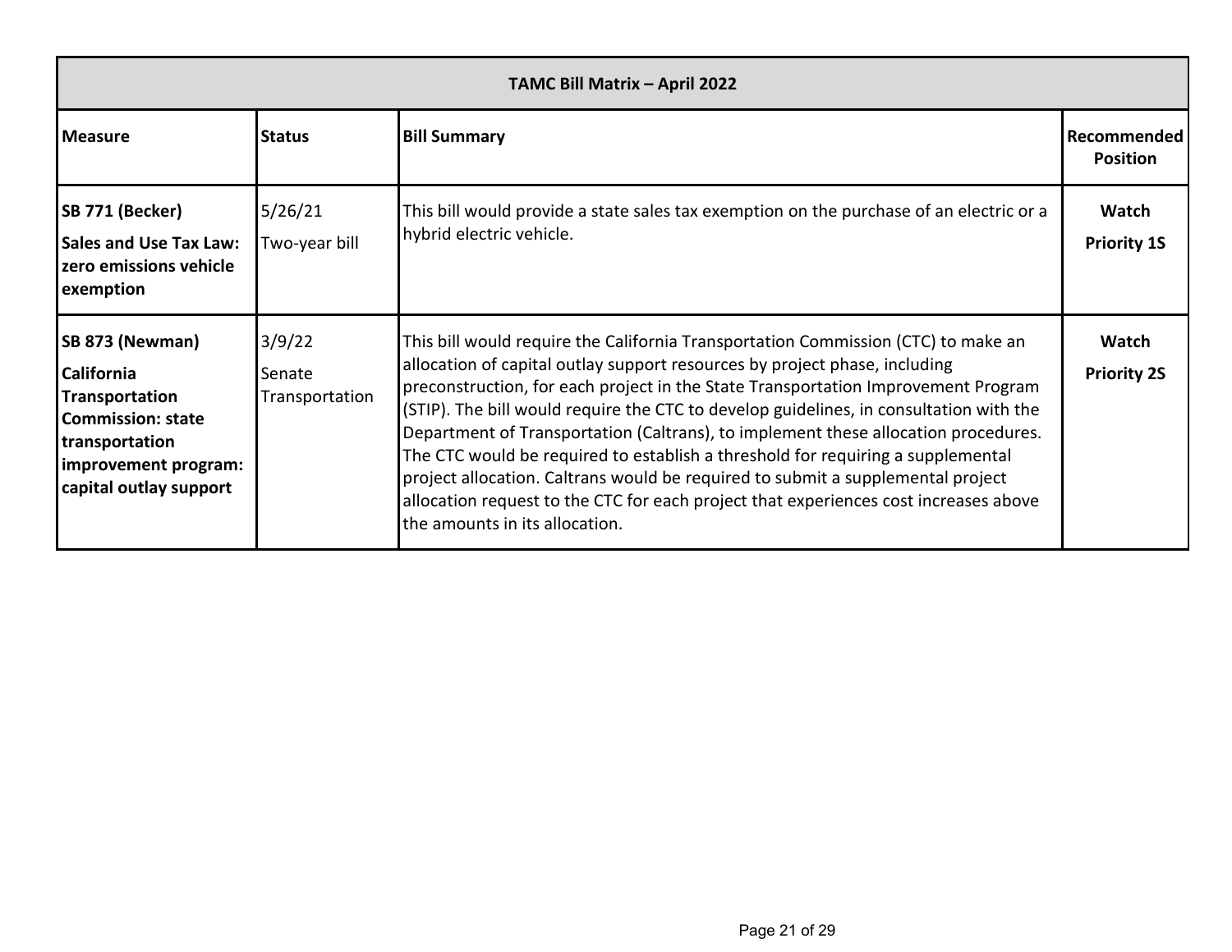| TAMC Bill Matrix – April 2022 | | | |
|---|---|---|---|
| **Measure** | **Status** | **Bill Summary** | **Recommended Position** |
| **SB 771 (Becker)**<br>**Sales and Use Tax Law: zero emissions vehicle exemption** | 5/26/21<br>Two-year bill | This bill would provide a state sales tax exemption on the purchase of an electric or a hybrid electric vehicle. | **Watch**<br>**Priority 1S** |
| **SB 873 (Newman)**<br>**California Transportation Commission: state transportation improvement program: capital outlay support** | 3/9/22<br>Senate Transportation | This bill would require the California Transportation Commission (CTC) to make an allocation of capital outlay support resources by project phase, including preconstruction, for each project in the State Transportation Improvement Program (STIP). The bill would require the CTC to develop guidelines, in consultation with the Department of Transportation (Caltrans), to implement these allocation procedures. The CTC would be required to establish a threshold for requiring a supplemental project allocation. Caltrans would be required to submit a supplemental project allocation request to the CTC for each project that experiences cost increases above the amounts in its allocation. | **Watch**<br>**Priority 2S** |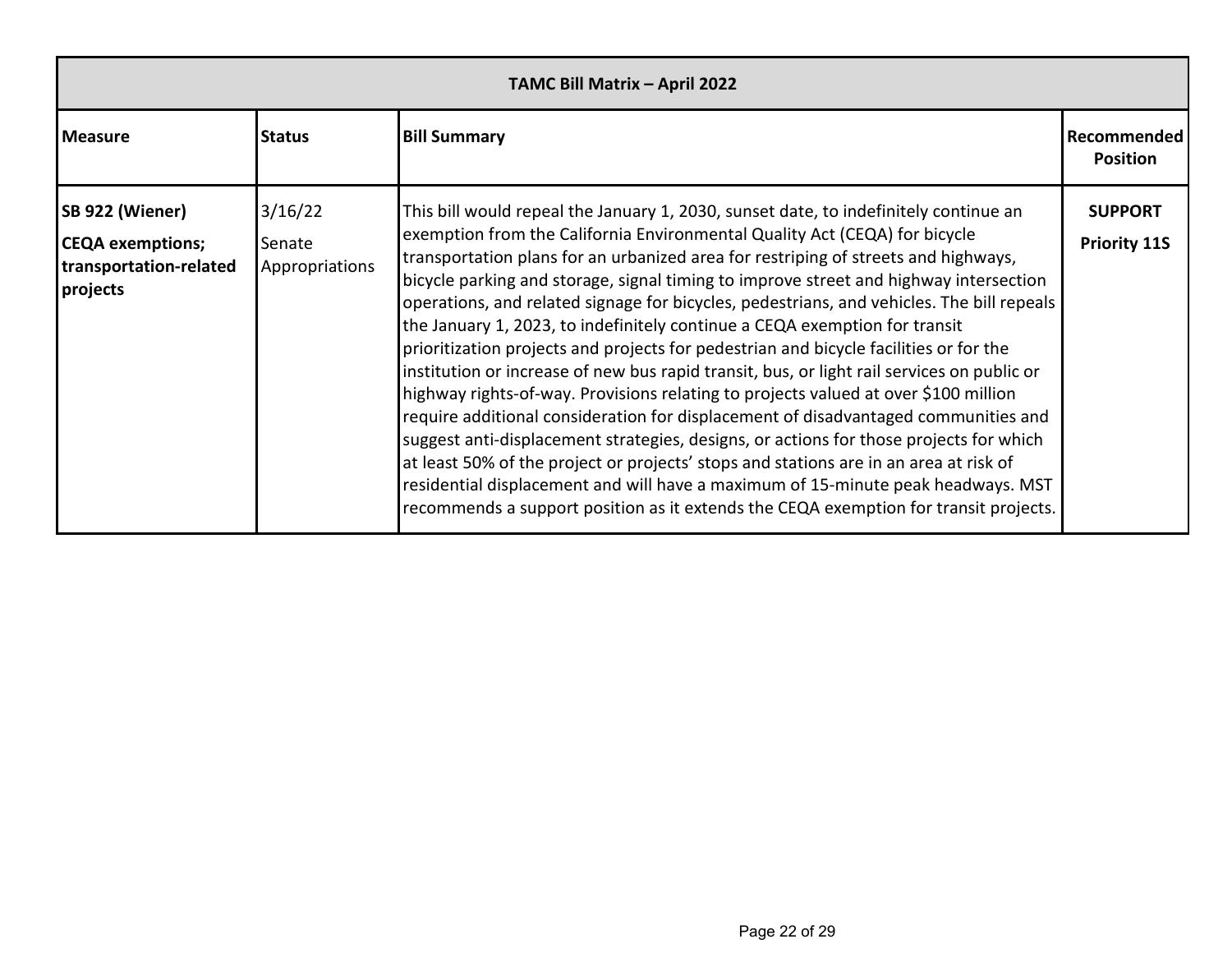| TAMC Bill Matrix – April 2022 | | | |
|---|---|---|---|
| **Measure** | **Status** | **Bill Summary** | **Recommended Position** |
| **SB 922 (Wiener)**<br>**CEQA exemptions; transportation-related projects** | 3/16/22<br>Senate Appropriations | This bill would repeal the January 1, 2030, sunset date, to indefinitely continue an exemption from the California Environmental Quality Act (CEQA) for bicycle transportation plans for an urbanized area for restriping of streets and highways, bicycle parking and storage, signal timing to improve street and highway intersection operations, and related signage for bicycles, pedestrians, and vehicles. The bill repeals the January 1, 2023, to indefinitely continue a CEQA exemption for transit prioritization projects and projects for pedestrian and bicycle facilities or for the institution or increase of new bus rapid transit, bus, or light rail services on public or highway rights-of-way. Provisions relating to projects valued at over $100 million require additional consideration for displacement of disadvantaged communities and suggest anti-displacement strategies, designs, or actions for those projects for which at least 50% of the project or projects' stops and stations are in an area at risk of residential displacement and will have a maximum of 15-minute peak headways. MST recommends a support position as it extends the CEQA exemption for transit projects. | **SUPPORT**<br>**Priority 11S** |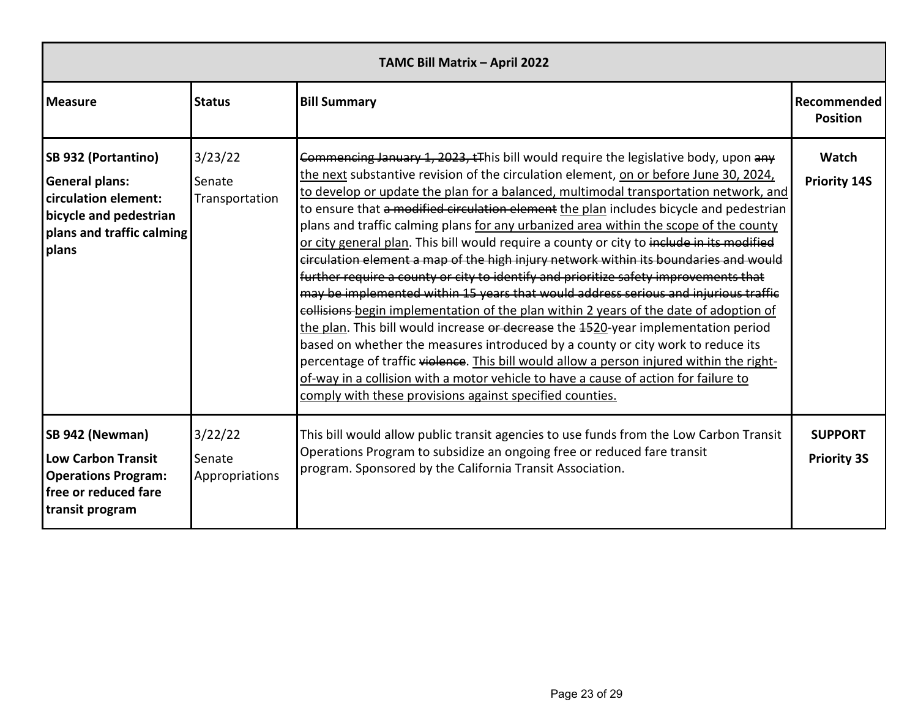| TAMC Bill Matrix – April 2022 | | | |
|---|---|---|---|
| **Measure** | **Status** | **Bill Summary** | **Recommended Position** |
| **SB 932 (Portantino)**<br>**General plans: circulation element: bicycle and pedestrian plans and traffic calming plans** | 3/23/22<br>Senate Transportation | ~~Commencing January 1, 2023, t~~This bill would require the legislative body, upon ~~any~~ <u>the next</u> substantive revision of the circulation element, <u>on or before June 30, 2024, to develop or update the plan for a balanced, multimodal transportation network, and</u> to ensure that ~~a modified circulation element~~ <u>the plan</u> includes bicycle and pedestrian plans and traffic calming plans <u>for any urbanized area within the scope of the county or city general plan</u>. This bill would require a county or city to ~~include in its modified circulation element a map of the high injury network within its boundaries and would further require a county or city to identify and prioritize safety improvements that may be implemented within 15 years that would address serious and injurious traffic collisions~~ <u>begin implementation of the plan within 2 years of the date of adoption of the plan</u>. This bill would increase ~~or decrease~~ the ~~15~~<u>20</u>-year implementation period based on whether the measures introduced by a county or city work to reduce its percentage of traffic ~~violence~~. <u>This bill would allow a person injured within the right-of-way in a collision with a motor vehicle to have a cause of action for failure to comply with these provisions against specified counties.</u> | **Watch**<br>**Priority 14S** |
| **SB 942 (Newman)**<br>**Low Carbon Transit Operations Program: free or reduced fare transit program** | 3/22/22<br>Senate Appropriations | This bill would allow public transit agencies to use funds from the Low Carbon Transit Operations Program to subsidize an ongoing free or reduced fare transit program. Sponsored by the California Transit Association. | **SUPPORT**<br>**Priority 3S** |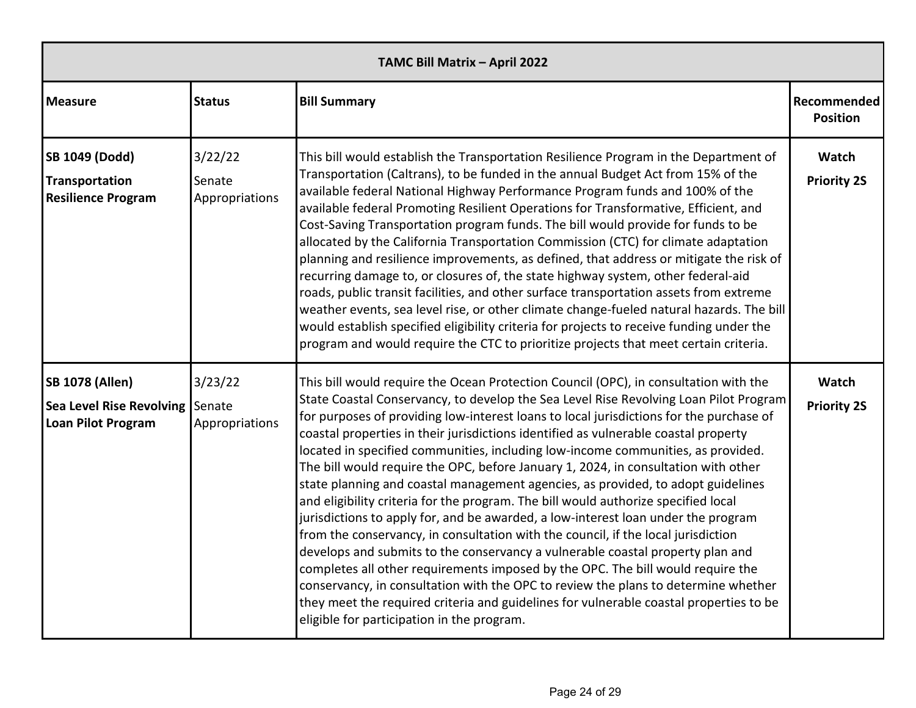| TAMC Bill Matrix – April 2022 | | | |
|---|---|---|---|
| **Measure** | **Status** | **Bill Summary** | **Recommended Position** |
| **SB 1049 (Dodd)**<br>**Transportation Resilience Program** | 3/22/22<br>Senate Appropriations | This bill would establish the Transportation Resilience Program in the Department of Transportation (Caltrans), to be funded in the annual Budget Act from 15% of the available federal National Highway Performance Program funds and 100% of the available federal Promoting Resilient Operations for Transformative, Efficient, and Cost-Saving Transportation program funds. The bill would provide for funds to be allocated by the California Transportation Commission (CTC) for climate adaptation planning and resilience improvements, as defined, that address or mitigate the risk of recurring damage to, or closures of, the state highway system, other federal-aid roads, public transit facilities, and other surface transportation assets from extreme weather events, sea level rise, or other climate change-fueled natural hazards. The bill would establish specified eligibility criteria for projects to receive funding under the program and would require the CTC to prioritize projects that meet certain criteria. | **Watch**<br>**Priority 2S** |
| **SB 1078 (Allen)**<br>**Sea Level Rise Revolving Loan Pilot Program** | 3/23/22<br>Senate Appropriations | This bill would require the Ocean Protection Council (OPC), in consultation with the State Coastal Conservancy, to develop the Sea Level Rise Revolving Loan Pilot Program for purposes of providing low-interest loans to local jurisdictions for the purchase of coastal properties in their jurisdictions identified as vulnerable coastal property located in specified communities, including low-income communities, as provided. The bill would require the OPC, before January 1, 2024, in consultation with other state planning and coastal management agencies, as provided, to adopt guidelines and eligibility criteria for the program. The bill would authorize specified local jurisdictions to apply for, and be awarded, a low-interest loan under the program from the conservancy, in consultation with the council, if the local jurisdiction develops and submits to the conservancy a vulnerable coastal property plan and completes all other requirements imposed by the OPC. The bill would require the conservancy, in consultation with the OPC to review the plans to determine whether they meet the required criteria and guidelines for vulnerable coastal properties to be eligible for participation in the program. | **Watch**<br>**Priority 2S** |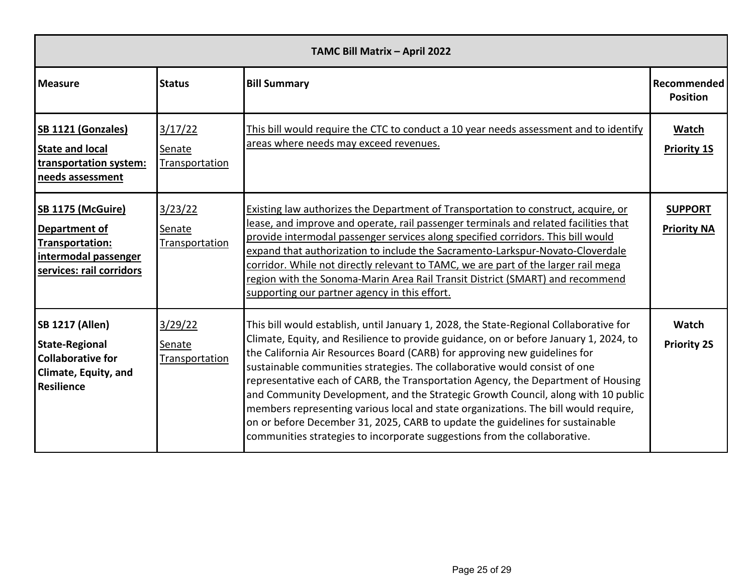| TAMC Bill Matrix – April 2022 | | | |
|---|---|---|---|
| **Measure** | **Status** | **Bill Summary** | **Recommended Position** |
| **SB 1121 (Gonzales)**<br>**State and local transportation system: needs assessment** | 3/17/22<br>Senate Transportation | This bill would require the CTC to conduct a 10 year needs assessment and to identify areas where needs may exceed revenues. | **Watch**<br>**Priority 1S** |
| **SB 1175 (McGuire)**<br>**Department of Transportation: intermodal passenger services: rail corridors** | 3/23/22<br>Senate Transportation | Existing law authorizes the Department of Transportation to construct, acquire, or lease, and improve and operate, rail passenger terminals and related facilities that provide intermodal passenger services along specified corridors. This bill would expand that authorization to include the Sacramento-Larkspur-Novato-Cloverdale corridor. While not directly relevant to TAMC, we are part of the larger rail mega region with the Sonoma-Marin Area Rail Transit District (SMART) and recommend supporting our partner agency in this effort. | **SUPPORT**<br>**Priority NA** |
| **SB 1217 (Allen)**<br>**State-Regional Collaborative for Climate, Equity, and Resilience** | 3/29/22<br>Senate Transportation | This bill would establish, until January 1, 2028, the State-Regional Collaborative for Climate, Equity, and Resilience to provide guidance, on or before January 1, 2024, to the California Air Resources Board (CARB) for approving new guidelines for sustainable communities strategies. The collaborative would consist of one representative each of CARB, the Transportation Agency, the Department of Housing and Community Development, and the Strategic Growth Council, along with 10 public members representing various local and state organizations. The bill would require, on or before December 31, 2025, CARB to update the guidelines for sustainable communities strategies to incorporate suggestions from the collaborative. | **Watch**<br>**Priority 2S** |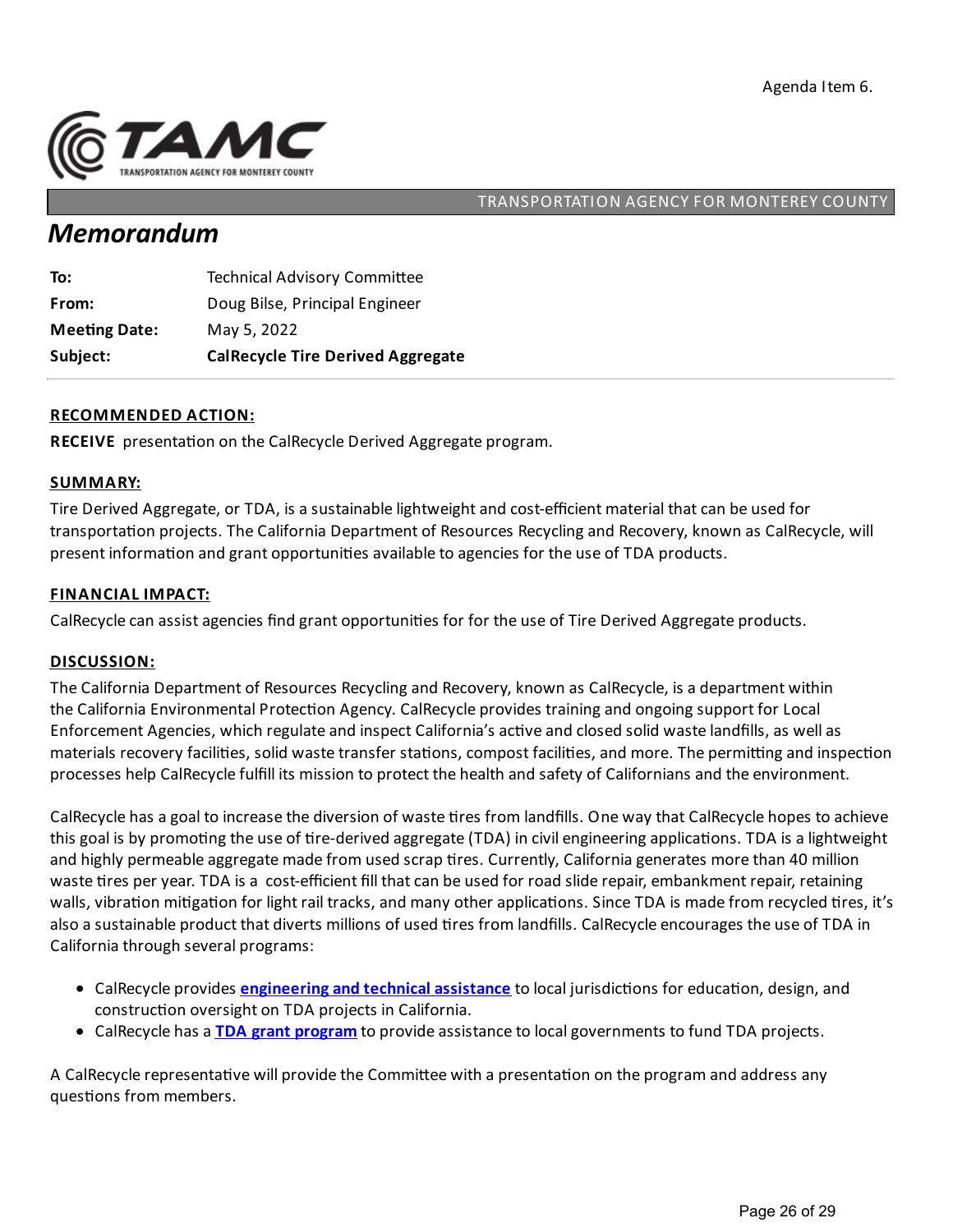Agenda Item 6.

TAMC
TRANSPORTATION AGENCY FOR MONTEREY COUNTY

TRANSPORTATION AGENCY FOR MONTEREY COUNTY

# *Memorandum*

| | |
|---|---|
| **To:** | Technical Advisory Committee |
| **From:** | Doug Bilse, Principal Engineer |
| **Meeting Date:** | May 5, 2022 |
| **Subject:** | **CalRecycle Tire Derived Aggregate** |

## RECOMMENDED ACTION:

**RECEIVE** presentation on the CalRecycle Derived Aggregate program.

## SUMMARY:

Tire Derived Aggregate, or TDA, is a sustainable lightweight and cost-efficient material that can be used for transportation projects. The California Department of Resources Recycling and Recovery, known as CalRecycle, will present information and grant opportunities available to agencies for the use of TDA products.

## FINANCIAL IMPACT:

CalRecycle can assist agencies find grant opportunities for for the use of Tire Derived Aggregate products.

## DISCUSSION:

The California Department of Resources Recycling and Recovery, known as CalRecycle, is a department within the California Environmental Protection Agency. CalRecycle provides training and ongoing support for Local Enforcement Agencies, which regulate and inspect California's active and closed solid waste landfills, as well as materials recovery facilities, solid waste transfer stations, compost facilities, and more. The permitting and inspection processes help CalRecycle fulfill its mission to protect the health and safety of Californians and the environment.

CalRecycle has a goal to increase the diversion of waste tires from landfills. One way that CalRecycle hopes to achieve this goal is by promoting the use of tire-derived aggregate (TDA) in civil engineering applications. TDA is a lightweight and highly permeable aggregate made from used scrap tires. Currently, California generates more than 40 million waste tires per year. TDA is a cost-efficient fill that can be used for road slide repair, embankment repair, retaining walls, vibration mitigation for light rail tracks, and many other applications. Since TDA is made from recycled tires, it's also a sustainable product that diverts millions of used tires from landfills. CalRecycle encourages the use of TDA in California through several programs:

- CalRecycle provides **engineering and technical assistance** to local jurisdictions for education, design, and construction oversight on TDA projects in California.
- CalRecycle has a **TDA grant program** to provide assistance to local governments to fund TDA projects.

A CalRecycle representative will provide the Committee with a presentation on the program and address any questions from members.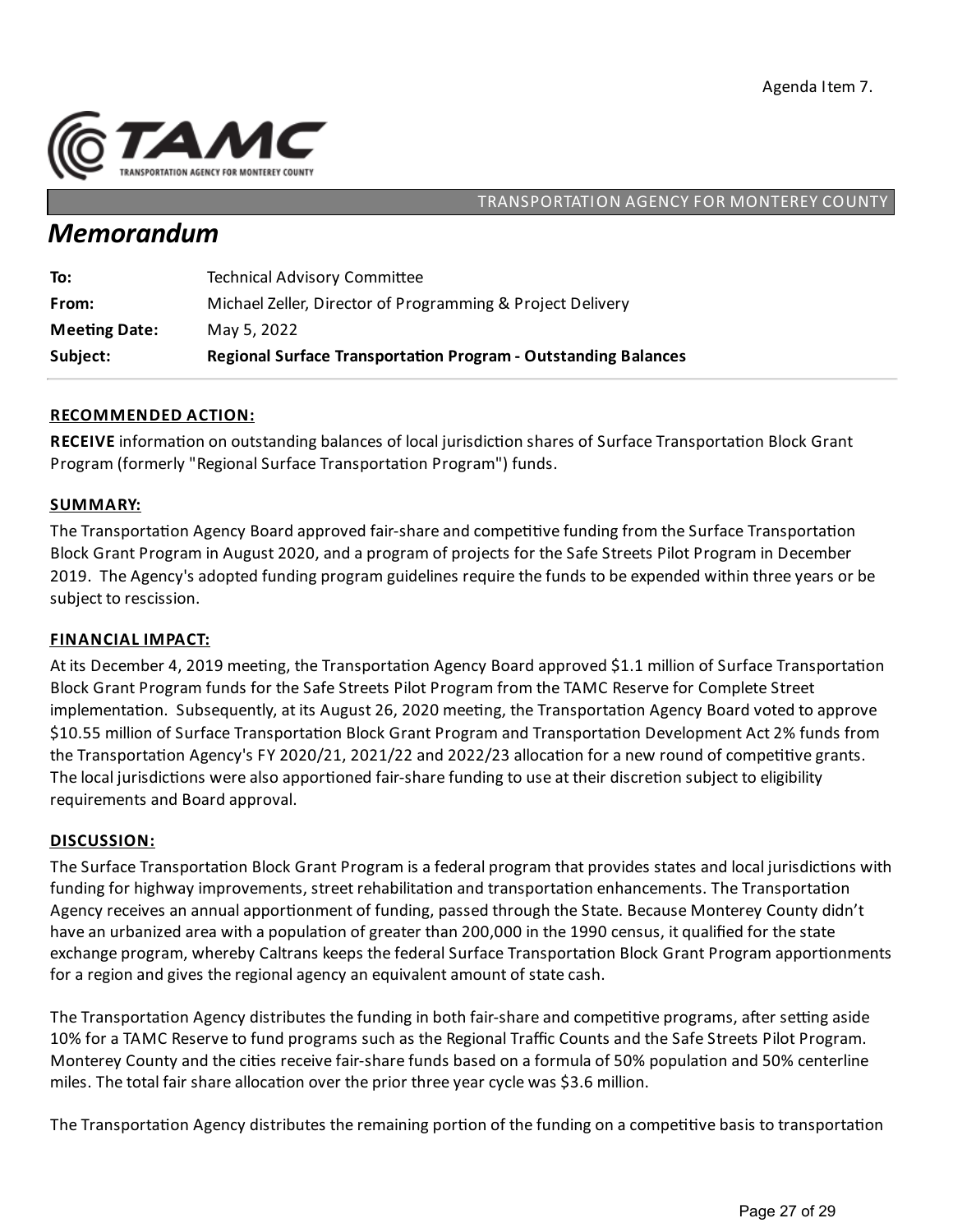Agenda Item 7.

TAMC — TRANSPORTATION AGENCY FOR MONTEREY COUNTY

TRANSPORTATION AGENCY FOR MONTEREY COUNTY

# *Memorandum*

| | |
|---|---|
| **To:** | Technical Advisory Committee |
| **From:** | Michael Zeller, Director of Programming & Project Delivery |
| **Meeting Date:** | May 5, 2022 |
| **Subject:** | **Regional Surface Transportation Program - Outstanding Balances** |

## RECOMMENDED ACTION:

**RECEIVE** information on outstanding balances of local jurisdiction shares of Surface Transportation Block Grant Program (formerly "Regional Surface Transportation Program") funds.

## SUMMARY:

The Transportation Agency Board approved fair-share and competitive funding from the Surface Transportation Block Grant Program in August 2020, and a program of projects for the Safe Streets Pilot Program in December 2019. The Agency's adopted funding program guidelines require the funds to be expended within three years or be subject to rescission.

## FINANCIAL IMPACT:

At its December 4, 2019 meeting, the Transportation Agency Board approved $1.1 million of Surface Transportation Block Grant Program funds for the Safe Streets Pilot Program from the TAMC Reserve for Complete Street implementation. Subsequently, at its August 26, 2020 meeting, the Transportation Agency Board voted to approve $10.55 million of Surface Transportation Block Grant Program and Transportation Development Act 2% funds from the Transportation Agency's FY 2020/21, 2021/22 and 2022/23 allocation for a new round of competitive grants. The local jurisdictions were also apportioned fair-share funding to use at their discretion subject to eligibility requirements and Board approval.

## DISCUSSION:

The Surface Transportation Block Grant Program is a federal program that provides states and local jurisdictions with funding for highway improvements, street rehabilitation and transportation enhancements. The Transportation Agency receives an annual apportionment of funding, passed through the State. Because Monterey County didn't have an urbanized area with a population of greater than 200,000 in the 1990 census, it qualified for the state exchange program, whereby Caltrans keeps the federal Surface Transportation Block Grant Program apportionments for a region and gives the regional agency an equivalent amount of state cash.

The Transportation Agency distributes the funding in both fair-share and competitive programs, after setting aside 10% for a TAMC Reserve to fund programs such as the Regional Traffic Counts and the Safe Streets Pilot Program. Monterey County and the cities receive fair-share funds based on a formula of 50% population and 50% centerline miles. The total fair share allocation over the prior three year cycle was $3.6 million.

The Transportation Agency distributes the remaining portion of the funding on a competitive basis to transportation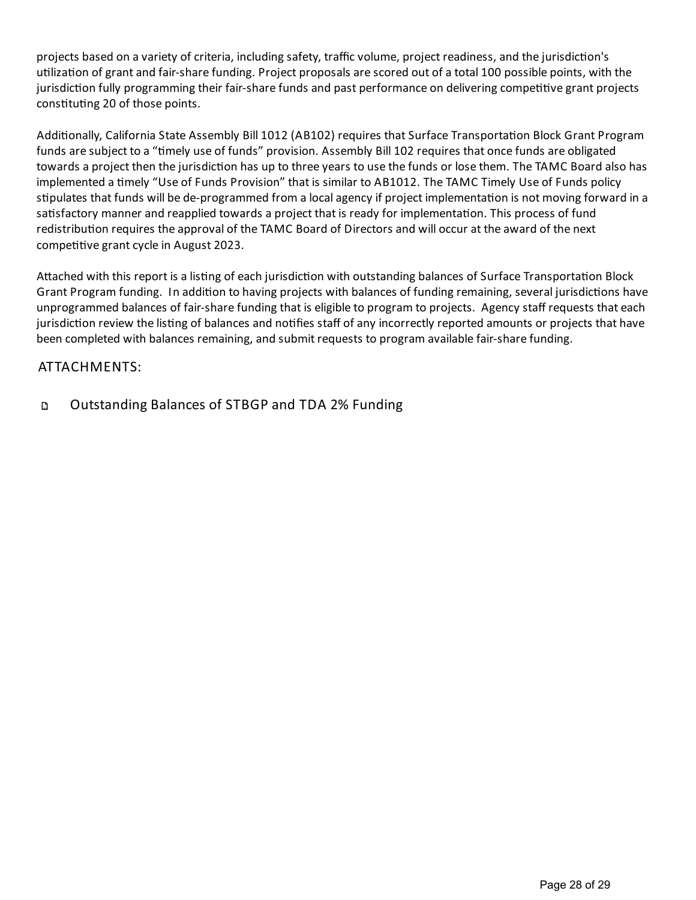projects based on a variety of criteria, including safety, traffic volume, project readiness, and the jurisdiction's utilization of grant and fair-share funding. Project proposals are scored out of a total 100 possible points, with the jurisdiction fully programming their fair-share funds and past performance on delivering competitive grant projects constituting 20 of those points.

Additionally, California State Assembly Bill 1012 (AB102) requires that Surface Transportation Block Grant Program funds are subject to a "timely use of funds" provision. Assembly Bill 102 requires that once funds are obligated towards a project then the jurisdiction has up to three years to use the funds or lose them. The TAMC Board also has implemented a timely "Use of Funds Provision" that is similar to AB1012. The TAMC Timely Use of Funds policy stipulates that funds will be de-programmed from a local agency if project implementation is not moving forward in a satisfactory manner and reapplied towards a project that is ready for implementation. This process of fund redistribution requires the approval of the TAMC Board of Directors and will occur at the award of the next competitive grant cycle in August 2023.

Attached with this report is a listing of each jurisdiction with outstanding balances of Surface Transportation Block Grant Program funding. In addition to having projects with balances of funding remaining, several jurisdictions have unprogrammed balances of fair-share funding that is eligible to program to projects. Agency staff requests that each jurisdiction review the listing of balances and notifies staff of any incorrectly reported amounts or projects that have been completed with balances remaining, and submit requests to program available fair-share funding.

## ATTACHMENTS:

- Outstanding Balances of STBGP and TDA 2% Funding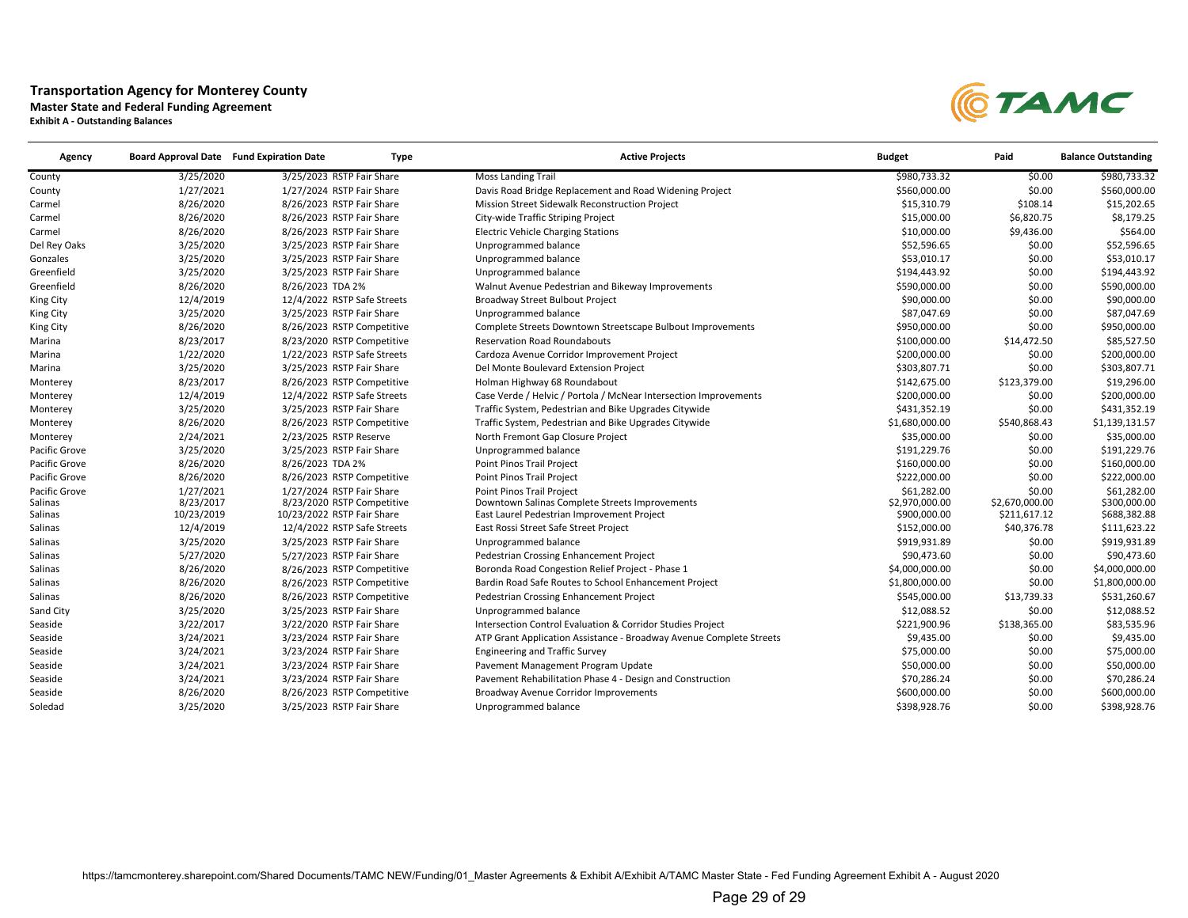**Transportation Agency for Monterey County**

**Master State and Federal Funding Agreement**

**Exhibit A - Outstanding Balances**

| Agency | Board Approval Date | Fund Expiration Date | Type | Active Projects | Budget | Paid | Balance Outstanding |
|---|---|---|---|---|---|---|---|
| County | 3/25/2020 | 3/25/2023 | RSTP Fair Share | Moss Landing Trail | $980,733.32 | $0.00 | $980,733.32 |
| County | 1/27/2021 | 1/27/2024 | RSTP Fair Share | Davis Road Bridge Replacement and Road Widening Project | $560,000.00 | $0.00 | $560,000.00 |
| Carmel | 8/26/2020 | 8/26/2023 | RSTP Fair Share | Mission Street Sidewalk Reconstruction Project | $15,310.79 | $108.14 | $15,202.65 |
| Carmel | 8/26/2020 | 8/26/2023 | RSTP Fair Share | City-wide Traffic Striping Project | $15,000.00 | $6,820.75 | $8,179.25 |
| Carmel | 8/26/2020 | 8/26/2023 | RSTP Fair Share | Electric Vehicle Charging Stations | $10,000.00 | $9,436.00 | $564.00 |
| Del Rey Oaks | 3/25/2020 | 3/25/2023 | RSTP Fair Share | Unprogrammed balance | $52,596.65 | $0.00 | $52,596.65 |
| Gonzales | 3/25/2020 | 3/25/2023 | RSTP Fair Share | Unprogrammed balance | $53,010.17 | $0.00 | $53,010.17 |
| Greenfield | 3/25/2020 | 3/25/2023 | RSTP Fair Share | Unprogrammed balance | $194,443.92 | $0.00 | $194,443.92 |
| Greenfield | 8/26/2020 | 8/26/2023 | TDA 2% | Walnut Avenue Pedestrian and Bikeway Improvements | $590,000.00 | $0.00 | $590,000.00 |
| King City | 12/4/2019 | 12/4/2022 | RSTP Safe Streets | Broadway Street Bulbout Project | $90,000.00 | $0.00 | $90,000.00 |
| King City | 3/25/2020 | 3/25/2023 | RSTP Fair Share | Unprogrammed balance | $87,047.69 | $0.00 | $87,047.69 |
| King City | 8/26/2020 | 8/26/2023 | RSTP Competitive | Complete Streets Downtown Streetscape Bulbout Improvements | $950,000.00 | $0.00 | $950,000.00 |
| Marina | 8/23/2017 | 8/23/2020 | RSTP Competitive | Reservation Road Roundabouts | $100,000.00 | $14,472.50 | $85,527.50 |
| Marina | 1/22/2020 | 1/22/2023 | RSTP Safe Streets | Cardoza Avenue Corridor Improvement Project | $200,000.00 | $0.00 | $200,000.00 |
| Marina | 3/25/2020 | 3/25/2023 | RSTP Fair Share | Del Monte Boulevard Extension Project | $303,807.71 | $0.00 | $303,807.71 |
| Monterey | 8/23/2017 | 8/26/2023 | RSTP Competitive | Holman Highway 68 Roundabout | $142,675.00 | $123,379.00 | $19,296.00 |
| Monterey | 12/4/2019 | 12/4/2022 | RSTP Safe Streets | Case Verde / Helvic / Portola / McNear Intersection Improvements | $200,000.00 | $0.00 | $200,000.00 |
| Monterey | 3/25/2020 | 3/25/2023 | RSTP Fair Share | Traffic System, Pedestrian and Bike Upgrades Citywide | $431,352.19 | $0.00 | $431,352.19 |
| Monterey | 8/26/2020 | 8/26/2023 | RSTP Competitive | Traffic System, Pedestrian and Bike Upgrades Citywide | $1,680,000.00 | $540,868.43 | $1,139,131.57 |
| Monterey | 2/24/2021 | 2/23/2025 | RSTP Reserve | North Fremont Gap Closure Project | $35,000.00 | $0.00 | $35,000.00 |
| Pacific Grove | 3/25/2020 | 3/25/2023 | RSTP Fair Share | Unprogrammed balance | $191,229.76 | $0.00 | $191,229.76 |
| Pacific Grove | 8/26/2020 | 8/26/2023 | TDA 2% | Point Pinos Trail Project | $160,000.00 | $0.00 | $160,000.00 |
| Pacific Grove | 8/26/2020 | 8/26/2023 | RSTP Competitive | Point Pinos Trail Project | $222,000.00 | $0.00 | $222,000.00 |
| Pacific Grove | 1/27/2021 | 1/27/2024 | RSTP Fair Share | Point Pinos Trail Project | $61,282.00 | $0.00 | $61,282.00 |
| Salinas | 8/23/2017 | 8/23/2020 | RSTP Competitive | Downtown Salinas Complete Streets Improvements | $2,970,000.00 | $2,670,000.00 | $300,000.00 |
| Salinas | 10/23/2019 | 10/23/2022 | RSTP Fair Share | East Laurel Pedestrian Improvement Project | $900,000.00 | $211,617.12 | $688,382.88 |
| Salinas | 12/4/2019 | 12/4/2022 | RSTP Safe Streets | East Rossi Street Safe Street Project | $152,000.00 | $40,376.78 | $111,623.22 |
| Salinas | 3/25/2020 | 3/25/2023 | RSTP Fair Share | Unprogrammed balance | $919,931.89 | $0.00 | $919,931.89 |
| Salinas | 5/27/2020 | 5/27/2023 | RSTP Fair Share | Pedestrian Crossing Enhancement Project | $90,473.60 | $0.00 | $90,473.60 |
| Salinas | 8/26/2020 | 8/26/2023 | RSTP Competitive | Boronda Road Congestion Relief Project - Phase 1 | $4,000,000.00 | $0.00 | $4,000,000.00 |
| Salinas | 8/26/2020 | 8/26/2023 | RSTP Competitive | Bardin Road Safe Routes to School Enhancement Project | $1,800,000.00 | $0.00 | $1,800,000.00 |
| Salinas | 8/26/2020 | 8/26/2023 | RSTP Competitive | Pedestrian Crossing Enhancement Project | $545,000.00 | $13,739.33 | $531,260.67 |
| Sand City | 3/25/2020 | 3/25/2023 | RSTP Fair Share | Unprogrammed balance | $12,088.52 | $0.00 | $12,088.52 |
| Seaside | 3/22/2017 | 3/22/2020 | RSTP Fair Share | Intersection Control Evaluation & Corridor Studies Project | $221,900.96 | $138,365.00 | $83,535.96 |
| Seaside | 3/24/2021 | 3/23/2024 | RSTP Fair Share | ATP Grant Application Assistance - Broadway Avenue Complete Streets | $9,435.00 | $0.00 | $9,435.00 |
| Seaside | 3/24/2021 | 3/23/2024 | RSTP Fair Share | Engineering and Traffic Survey | $75,000.00 | $0.00 | $75,000.00 |
| Seaside | 3/24/2021 | 3/23/2024 | RSTP Fair Share | Pavement Management Program Update | $50,000.00 | $0.00 | $50,000.00 |
| Seaside | 3/24/2021 | 3/23/2024 | RSTP Fair Share | Pavement Rehabilitation Phase 4 - Design and Construction | $70,286.24 | $0.00 | $70,286.24 |
| Seaside | 8/26/2020 | 8/26/2023 | RSTP Competitive | Broadway Avenue Corridor Improvements | $600,000.00 | $0.00 | $600,000.00 |
| Soledad | 3/25/2020 | 3/25/2023 | RSTP Fair Share | Unprogrammed balance | $398,928.76 | $0.00 | $398,928.76 |

https://tamcmonterey.sharepoint.com/Shared Documents/TAMC NEW/Funding/01_Master Agreements & Exhibit A/Exhibit A/TAMC Master State - Fed Funding Agreement Exhibit A - August 2020